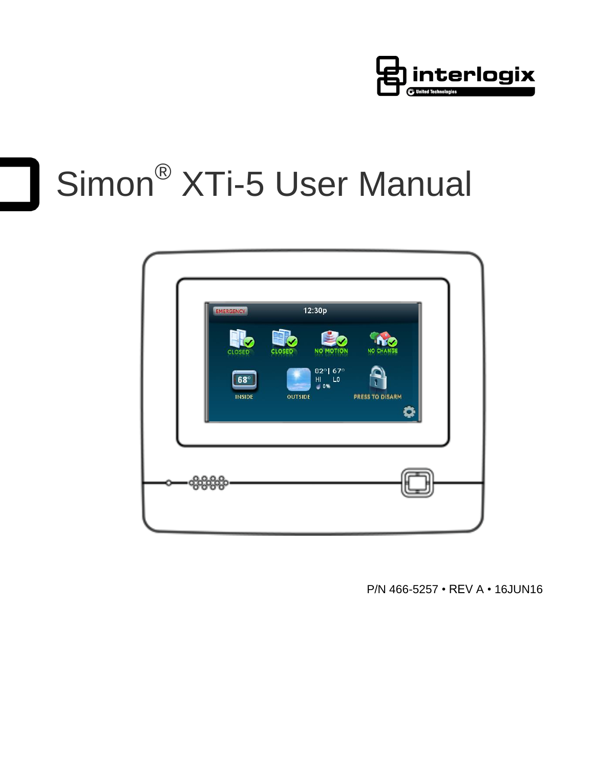interlogix
United Technologies

# Simon® XTi-5 User Manual

P/N 466-5257 • REV A • 16JUN16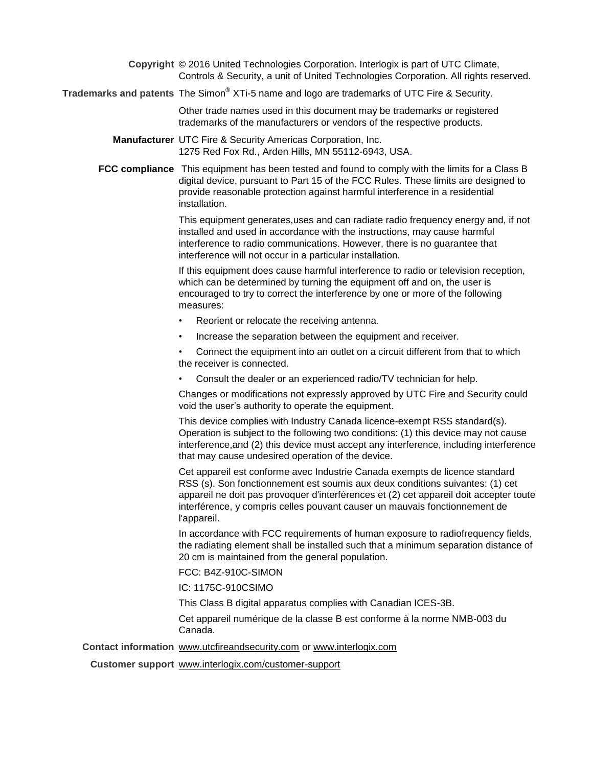**Copyright** © 2016 United Technologies Corporation. Interlogix is part of UTC Climate, Controls & Security, a unit of United Technologies Corporation. All rights reserved.

**Trademarks and patents** The Simon® XTi-5 name and logo are trademarks of UTC Fire & Security.

Other trade names used in this document may be trademarks or registered trademarks of the manufacturers or vendors of the respective products.

**Manufacturer** UTC Fire & Security Americas Corporation, Inc.
1275 Red Fox Rd., Arden Hills, MN 55112-6943, USA.

**FCC compliance** This equipment has been tested and found to comply with the limits for a Class B digital device, pursuant to Part 15 of the FCC Rules. These limits are designed to provide reasonable protection against harmful interference in a residential installation.

This equipment generates,uses and can radiate radio frequency energy and, if not installed and used in accordance with the instructions, may cause harmful interference to radio communications. However, there is no guarantee that interference will not occur in a particular installation.

If this equipment does cause harmful interference to radio or television reception, which can be determined by turning the equipment off and on, the user is encouraged to try to correct the interference by one or more of the following measures:

- Reorient or relocate the receiving antenna.
- Increase the separation between the equipment and receiver.
- Connect the equipment into an outlet on a circuit different from that to which the receiver is connected.
- Consult the dealer or an experienced radio/TV technician for help.

Changes or modifications not expressly approved by UTC Fire and Security could void the user's authority to operate the equipment.

This device complies with Industry Canada licence-exempt RSS standard(s). Operation is subject to the following two conditions: (1) this device may not cause interference,and (2) this device must accept any interference, including interference that may cause undesired operation of the device.

Cet appareil est conforme avec Industrie Canada exempts de licence standard RSS (s). Son fonctionnement est soumis aux deux conditions suivantes: (1) cet appareil ne doit pas provoquer d'interférences et (2) cet appareil doit accepter toute interférence, y compris celles pouvant causer un mauvais fonctionnement de l'appareil.

In accordance with FCC requirements of human exposure to radiofrequency fields, the radiating element shall be installed such that a minimum separation distance of 20 cm is maintained from the general population.

FCC: B4Z-910C-SIMON

IC: 1175C-910CSIMO

This Class B digital apparatus complies with Canadian ICES-3B.

Cet appareil numérique de la classe B est conforme à la norme NMB-003 du Canada.

**Contact information** www.utcfireandsecurity.com or www.interlogix.com

**Customer support** www.interlogix.com/customer-support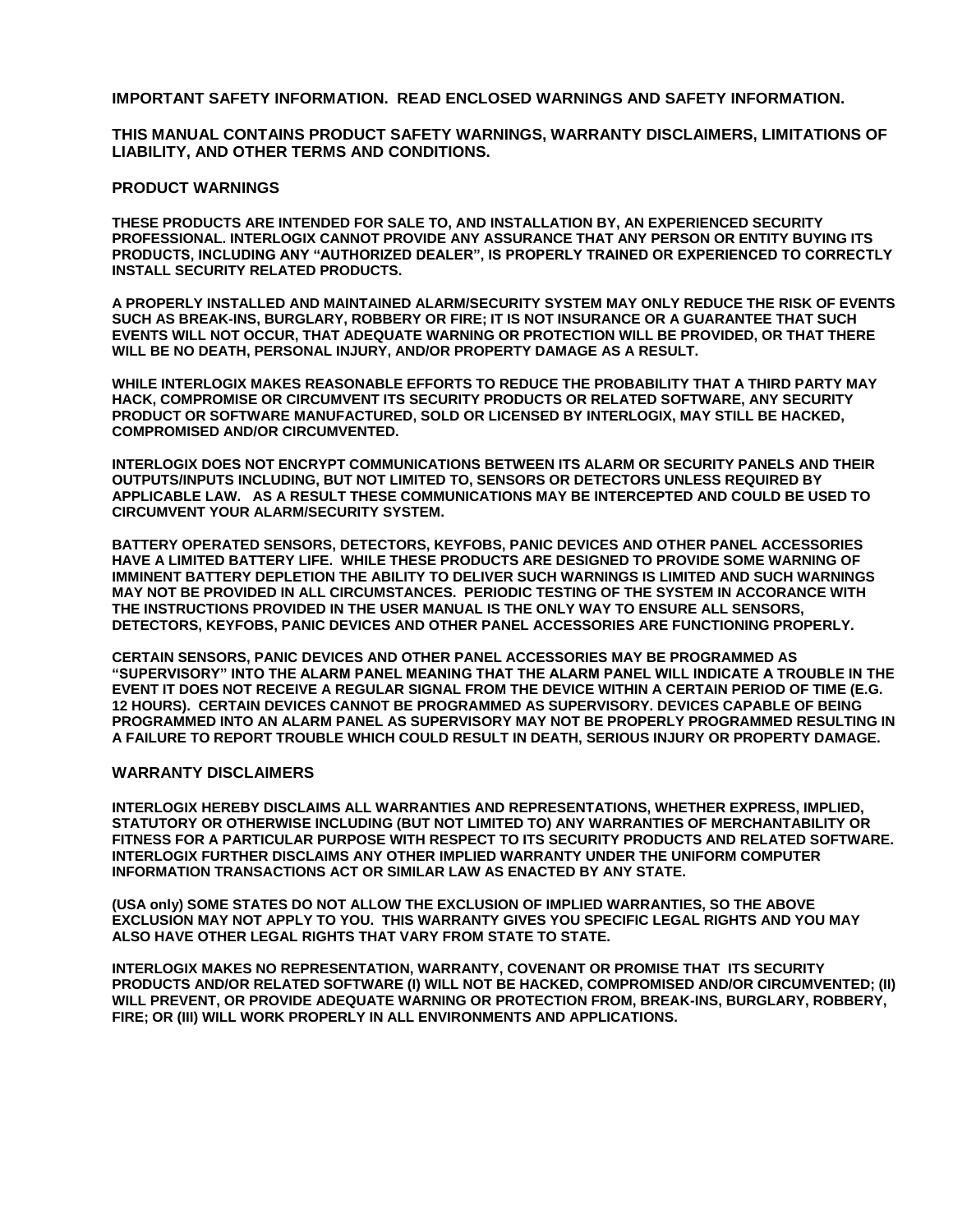**IMPORTANT SAFETY INFORMATION. READ ENCLOSED WARNINGS AND SAFETY INFORMATION.**

**THIS MANUAL CONTAINS PRODUCT SAFETY WARNINGS, WARRANTY DISCLAIMERS, LIMITATIONS OF LIABILITY, AND OTHER TERMS AND CONDITIONS.**

## PRODUCT WARNINGS

**THESE PRODUCTS ARE INTENDED FOR SALE TO, AND INSTALLATION BY, AN EXPERIENCED SECURITY PROFESSIONAL. INTERLOGIX CANNOT PROVIDE ANY ASSURANCE THAT ANY PERSON OR ENTITY BUYING ITS PRODUCTS, INCLUDING ANY "AUTHORIZED DEALER", IS PROPERLY TRAINED OR EXPERIENCED TO CORRECTLY INSTALL SECURITY RELATED PRODUCTS.**

**A PROPERLY INSTALLED AND MAINTAINED ALARM/SECURITY SYSTEM MAY ONLY REDUCE THE RISK OF EVENTS SUCH AS BREAK-INS, BURGLARY, ROBBERY OR FIRE; IT IS NOT INSURANCE OR A GUARANTEE THAT SUCH EVENTS WILL NOT OCCUR, THAT ADEQUATE WARNING OR PROTECTION WILL BE PROVIDED, OR THAT THERE WILL BE NO DEATH, PERSONAL INJURY, AND/OR PROPERTY DAMAGE AS A RESULT.**

**WHILE INTERLOGIX MAKES REASONABLE EFFORTS TO REDUCE THE PROBABILITY THAT A THIRD PARTY MAY HACK, COMPROMISE OR CIRCUMVENT ITS SECURITY PRODUCTS OR RELATED SOFTWARE, ANY SECURITY PRODUCT OR SOFTWARE MANUFACTURED, SOLD OR LICENSED BY INTERLOGIX, MAY STILL BE HACKED, COMPROMISED AND/OR CIRCUMVENTED.**

**INTERLOGIX DOES NOT ENCRYPT COMMUNICATIONS BETWEEN ITS ALARM OR SECURITY PANELS AND THEIR OUTPUTS/INPUTS INCLUDING, BUT NOT LIMITED TO, SENSORS OR DETECTORS UNLESS REQUIRED BY APPLICABLE LAW. AS A RESULT THESE COMMUNICATIONS MAY BE INTERCEPTED AND COULD BE USED TO CIRCUMVENT YOUR ALARM/SECURITY SYSTEM.**

**BATTERY OPERATED SENSORS, DETECTORS, KEYFOBS, PANIC DEVICES AND OTHER PANEL ACCESSORIES HAVE A LIMITED BATTERY LIFE. WHILE THESE PRODUCTS ARE DESIGNED TO PROVIDE SOME WARNING OF IMMINENT BATTERY DEPLETION THE ABILITY TO DELIVER SUCH WARNINGS IS LIMITED AND SUCH WARNINGS MAY NOT BE PROVIDED IN ALL CIRCUMSTANCES. PERIODIC TESTING OF THE SYSTEM IN ACCORANCE WITH THE INSTRUCTIONS PROVIDED IN THE USER MANUAL IS THE ONLY WAY TO ENSURE ALL SENSORS, DETECTORS, KEYFOBS, PANIC DEVICES AND OTHER PANEL ACCESSORIES ARE FUNCTIONING PROPERLY.**

**CERTAIN SENSORS, PANIC DEVICES AND OTHER PANEL ACCESSORIES MAY BE PROGRAMMED AS "SUPERVISORY" INTO THE ALARM PANEL MEANING THAT THE ALARM PANEL WILL INDICATE A TROUBLE IN THE EVENT IT DOES NOT RECEIVE A REGULAR SIGNAL FROM THE DEVICE WITHIN A CERTAIN PERIOD OF TIME (E.G. 12 HOURS). CERTAIN DEVICES CANNOT BE PROGRAMMED AS SUPERVISORY. DEVICES CAPABLE OF BEING PROGRAMMED INTO AN ALARM PANEL AS SUPERVISORY MAY NOT BE PROPERLY PROGRAMMED RESULTING IN A FAILURE TO REPORT TROUBLE WHICH COULD RESULT IN DEATH, SERIOUS INJURY OR PROPERTY DAMAGE.**

## WARRANTY DISCLAIMERS

**INTERLOGIX HEREBY DISCLAIMS ALL WARRANTIES AND REPRESENTATIONS, WHETHER EXPRESS, IMPLIED, STATUTORY OR OTHERWISE INCLUDING (BUT NOT LIMITED TO) ANY WARRANTIES OF MERCHANTABILITY OR FITNESS FOR A PARTICULAR PURPOSE WITH RESPECT TO ITS SECURITY PRODUCTS AND RELATED SOFTWARE. INTERLOGIX FURTHER DISCLAIMS ANY OTHER IMPLIED WARRANTY UNDER THE UNIFORM COMPUTER INFORMATION TRANSACTIONS ACT OR SIMILAR LAW AS ENACTED BY ANY STATE.**

**(USA only) SOME STATES DO NOT ALLOW THE EXCLUSION OF IMPLIED WARRANTIES, SO THE ABOVE EXCLUSION MAY NOT APPLY TO YOU. THIS WARRANTY GIVES YOU SPECIFIC LEGAL RIGHTS AND YOU MAY ALSO HAVE OTHER LEGAL RIGHTS THAT VARY FROM STATE TO STATE.**

**INTERLOGIX MAKES NO REPRESENTATION, WARRANTY, COVENANT OR PROMISE THAT ITS SECURITY PRODUCTS AND/OR RELATED SOFTWARE (I) WILL NOT BE HACKED, COMPROMISED AND/OR CIRCUMVENTED; (II) WILL PREVENT, OR PROVIDE ADEQUATE WARNING OR PROTECTION FROM, BREAK-INS, BURGLARY, ROBBERY, FIRE; OR (III) WILL WORK PROPERLY IN ALL ENVIRONMENTS AND APPLICATIONS.**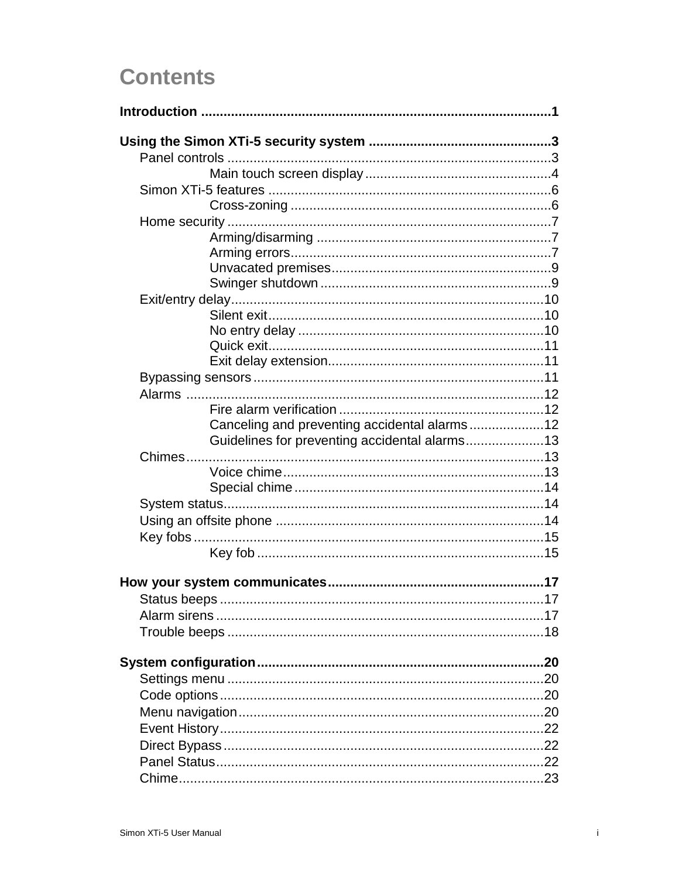# Contents

**Introduction .............................................................................................1**

**Using the Simon XTi-5 security system .................................................3**

- Panel controls .......................................................................................3
  - Main touch screen display ..................................................4
- Simon XTi-5 features ............................................................................6
  - Cross-zoning .....................................................................6
- Home security ......................................................................................7
  - Arming/disarming ..............................................................7
  - Arming errors.....................................................................7
  - Unvacated premises...........................................................9
  - Swinger shutdown ..............................................................9
- Exit/entry delay....................................................................................10
  - Silent exit..........................................................................10
  - No entry delay ..................................................................10
  - Quick exit..........................................................................11
  - Exit delay extension..........................................................11
- Bypassing sensors ..............................................................................11
- Alarms .................................................................................................12
  - Fire alarm verification .......................................................12
  - Canceling and preventing accidental alarms ....................12
  - Guidelines for preventing accidental alarms.....................13
- Chimes.................................................................................................13
  - Voice chime......................................................................13
  - Special chime ...................................................................14
- System status......................................................................................14
- Using an offsite phone ........................................................................14
- Key fobs ..............................................................................................15
  - Key fob .............................................................................15

**How your system communicates.........................................................17**

- Status beeps .......................................................................................17
- Alarm sirens ........................................................................................17
- Trouble beeps .....................................................................................18

**System configuration............................................................................20**

- Settings menu .....................................................................................20
- Code options.......................................................................................20
- Menu navigation..................................................................................20
- Event History.......................................................................................22
- Direct Bypass ......................................................................................22
- Panel Status........................................................................................22
- Chime..................................................................................................23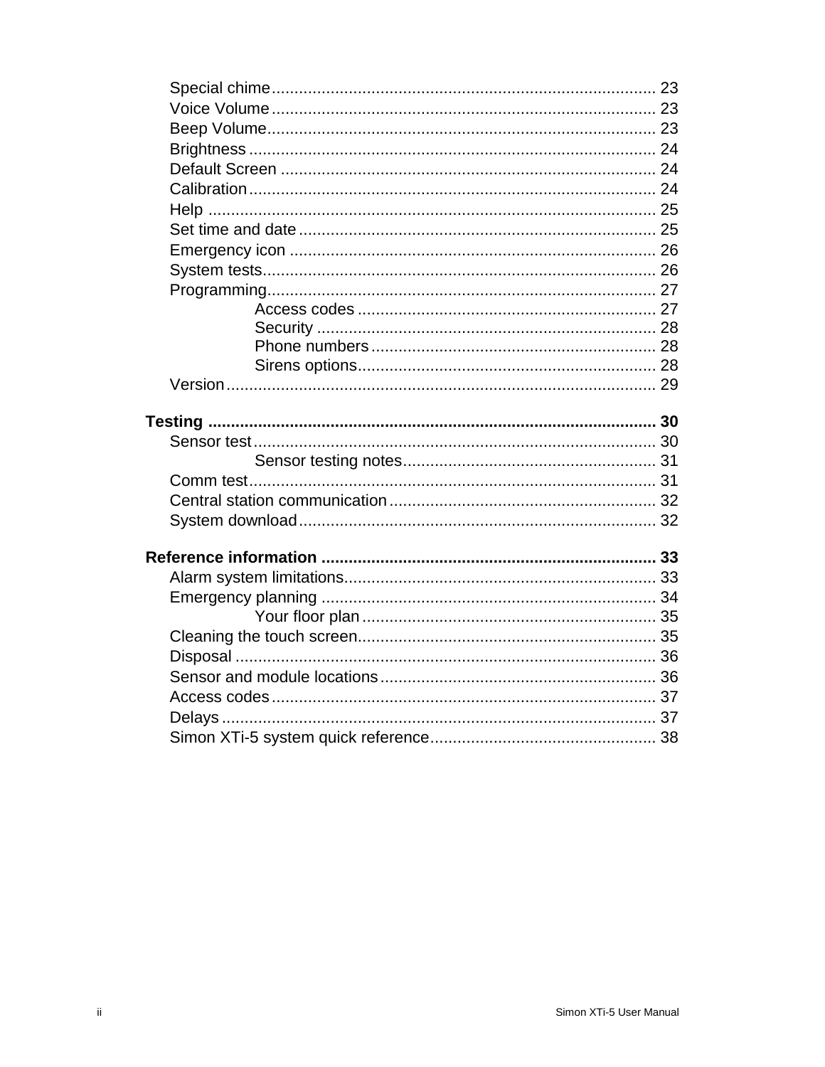- Special chime ... 23
- Voice Volume ... 23
- Beep Volume ... 23
- Brightness ... 24
- Default Screen ... 24
- Calibration ... 24
- Help ... 25
- Set time and date ... 25
- Emergency icon ... 26
- System tests ... 26
- Programming ... 27
  - Access codes ... 27
  - Security ... 28
  - Phone numbers ... 28
  - Sirens options ... 28
- Version ... 29

**Testing ... 30**

- Sensor test ... 30
  - Sensor testing notes ... 31
- Comm test ... 31
- Central station communication ... 32
- System download ... 32

**Reference information ... 33**

- Alarm system limitations ... 33
- Emergency planning ... 34
  - Your floor plan ... 35
- Cleaning the touch screen ... 35
- Disposal ... 36
- Sensor and module locations ... 36
- Access codes ... 37
- Delays ... 37
- Simon XTi-5 system quick reference ... 38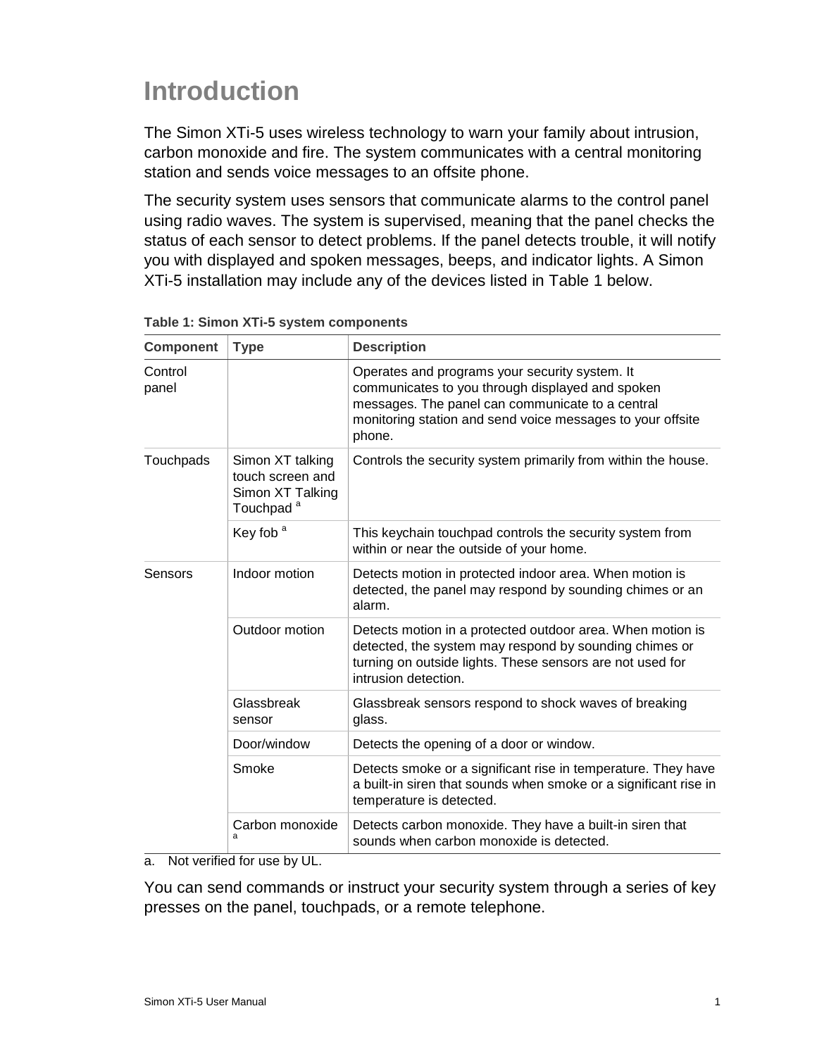# Introduction

The Simon XTi-5 uses wireless technology to warn your family about intrusion, carbon monoxide and fire. The system communicates with a central monitoring station and sends voice messages to an offsite phone.

The security system uses sensors that communicate alarms to the control panel using radio waves. The system is supervised, meaning that the panel checks the status of each sensor to detect problems. If the panel detects trouble, it will notify you with displayed and spoken messages, beeps, and indicator lights. A Simon XTi-5 installation may include any of the devices listed in Table 1 below.

**Table 1: Simon XTi-5 system components**

| Component | Type | Description |
|---|---|---|
| Control panel | | Operates and programs your security system. It communicates to you through displayed and spoken messages. The panel can communicate to a central monitoring station and send voice messages to your offsite phone. |
| Touchpads | Simon XT talking touch screen and Simon XT Talking Touchpad [a] | Controls the security system primarily from within the house. |
| | Key fob [a] | This keychain touchpad controls the security system from within or near the outside of your home. |
| Sensors | Indoor motion | Detects motion in protected indoor area. When motion is detected, the panel may respond by sounding chimes or an alarm. |
| | Outdoor motion | Detects motion in a protected outdoor area. When motion is detected, the system may respond by sounding chimes or turning on outside lights. These sensors are not used for intrusion detection. |
| | Glassbreak sensor | Glassbreak sensors respond to shock waves of breaking glass. |
| | Door/window | Detects the opening of a door or window. |
| | Smoke | Detects smoke or a significant rise in temperature. They have a built-in siren that sounds when smoke or a significant rise in temperature is detected. |
| | Carbon monoxide [a] | Detects carbon monoxide. They have a built-in siren that sounds when carbon monoxide is detected. |

a. Not verified for use by UL.

You can send commands or instruct your security system through a series of key presses on the panel, touchpads, or a remote telephone.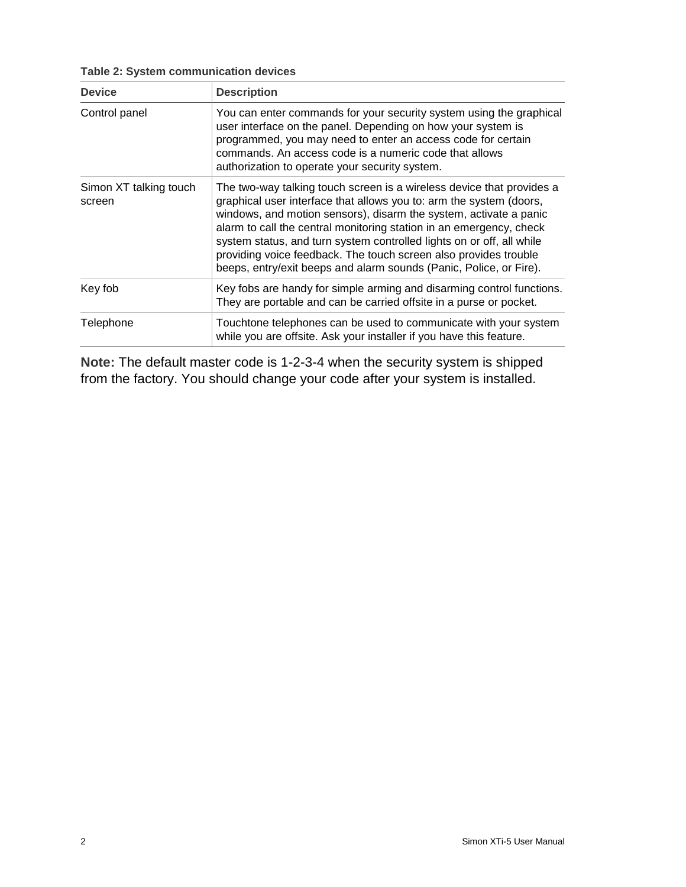**Table 2: System communication devices**

| Device | Description |
| --- | --- |
| Control panel | You can enter commands for your security system using the graphical user interface on the panel. Depending on how your system is programmed, you may need to enter an access code for certain commands. An access code is a numeric code that allows authorization to operate your security system. |
| Simon XT talking touch screen | The two-way talking touch screen is a wireless device that provides a graphical user interface that allows you to: arm the system (doors, windows, and motion sensors), disarm the system, activate a panic alarm to call the central monitoring station in an emergency, check system status, and turn system controlled lights on or off, all while providing voice feedback. The touch screen also provides trouble beeps, entry/exit beeps and alarm sounds (Panic, Police, or Fire). |
| Key fob | Key fobs are handy for simple arming and disarming control functions. They are portable and can be carried offsite in a purse or pocket. |
| Telephone | Touchtone telephones can be used to communicate with your system while you are offsite. Ask your installer if you have this feature. |

**Note:** The default master code is 1-2-3-4 when the security system is shipped from the factory. You should change your code after your system is installed.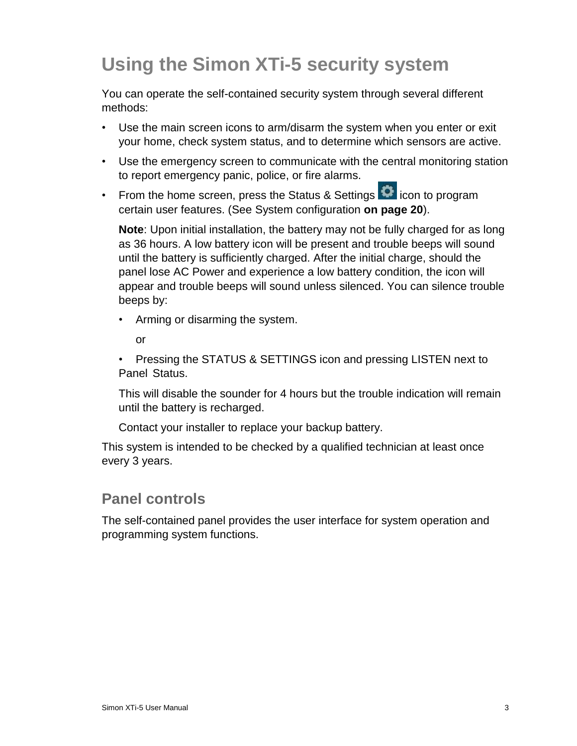# Using the Simon XTi-5 security system

You can operate the self-contained security system through several different methods:

- Use the main screen icons to arm/disarm the system when you enter or exit your home, check system status, and to determine which sensors are active.
- Use the emergency screen to communicate with the central monitoring station to report emergency panic, police, or fire alarms.
- From the home screen, press the Status & Settings icon to program certain user features. (See System configuration **on page 20**).

  **Note**: Upon initial installation, the battery may not be fully charged for as long as 36 hours. A low battery icon will be present and trouble beeps will sound until the battery is sufficiently charged. After the initial charge, should the panel lose AC Power and experience a low battery condition, the icon will appear and trouble beeps will sound unless silenced. You can silence trouble beeps by:

  - Arming or disarming the system.

    or

  - Pressing the STATUS & SETTINGS icon and pressing LISTEN next to Panel Status.

  This will disable the sounder for 4 hours but the trouble indication will remain until the battery is recharged.

  Contact your installer to replace your backup battery.

This system is intended to be checked by a qualified technician at least once every 3 years.

## Panel controls

The self-contained panel provides the user interface for system operation and programming system functions.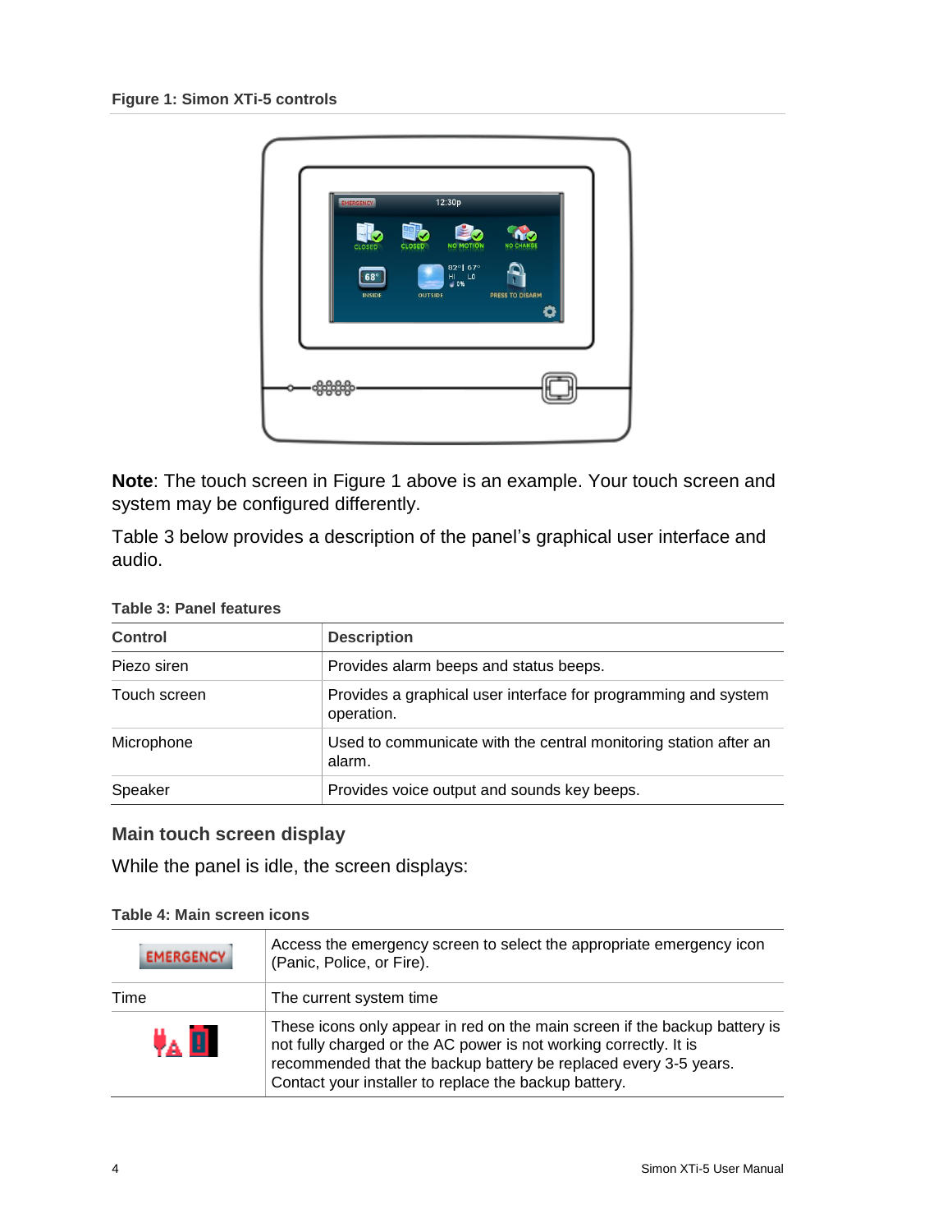**Figure 1: Simon XTi-5 controls**

**Note**: The touch screen in Figure 1 above is an example. Your touch screen and system may be configured differently.

Table 3 below provides a description of the panel's graphical user interface and audio.

**Table 3: Panel features**

| Control | Description |
|---|---|
| Piezo siren | Provides alarm beeps and status beeps. |
| Touch screen | Provides a graphical user interface for programming and system operation. |
| Microphone | Used to communicate with the central monitoring station after an alarm. |
| Speaker | Provides voice output and sounds key beeps. |

## Main touch screen display

While the panel is idle, the screen displays:

**Table 4: Main screen icons**

| | |
|---|---|
| EMERGENCY | Access the emergency screen to select the appropriate emergency icon (Panic, Police, or Fire). |
| Time | The current system time |
| | These icons only appear in red on the main screen if the backup battery is not fully charged or the AC power is not working correctly. It is recommended that the backup battery be replaced every 3-5 years. Contact your installer to replace the backup battery. |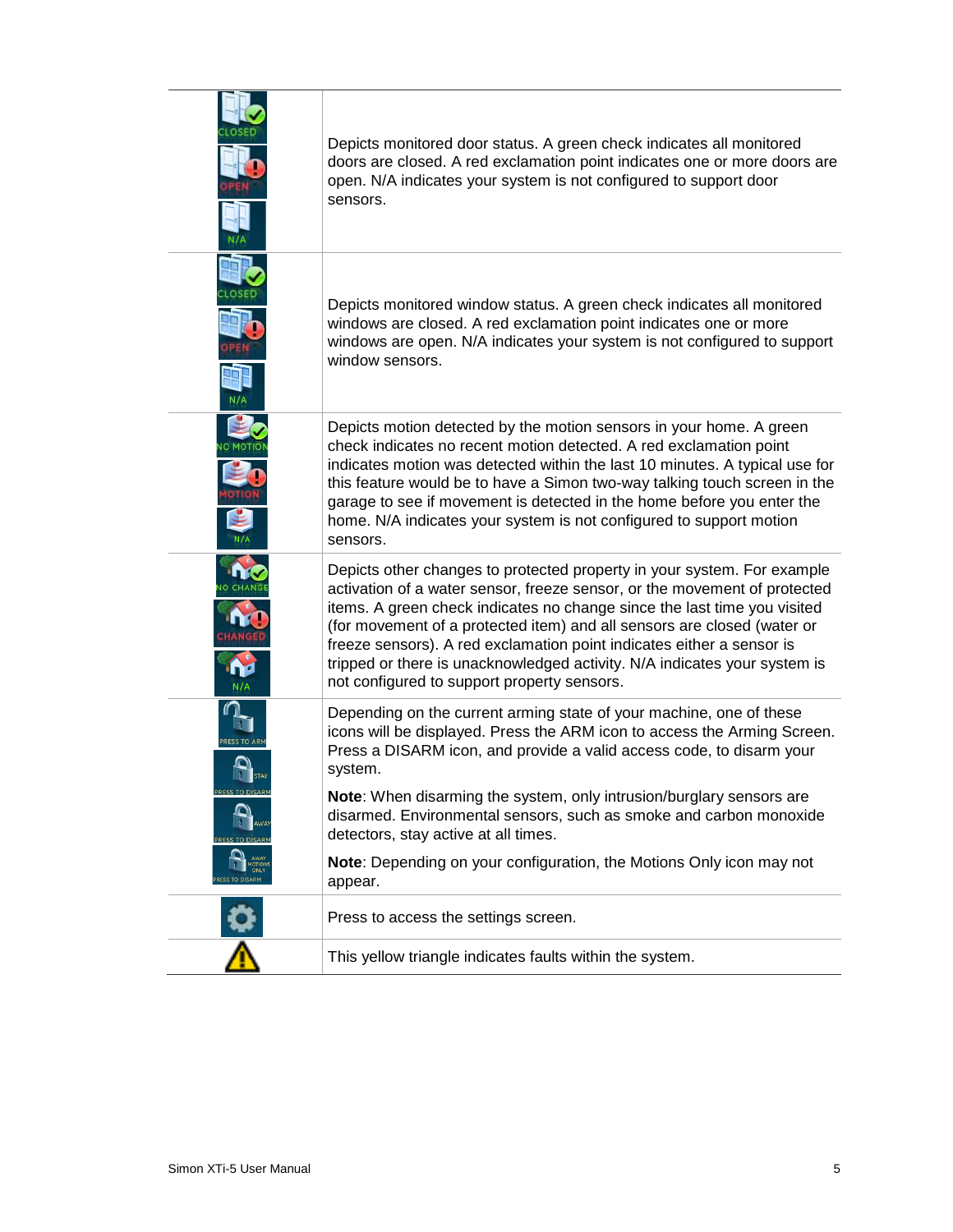| | |
|---|---|
| CLOSED / OPEN / N/A | Depicts monitored door status. A green check indicates all monitored doors are closed. A red exclamation point indicates one or more doors are open. N/A indicates your system is not configured to support door sensors. |
| CLOSED / OPEN / N/A | Depicts monitored window status. A green check indicates all monitored windows are closed. A red exclamation point indicates one or more windows are open. N/A indicates your system is not configured to support window sensors. |
| NO MOTION / MOTION / N/A | Depicts motion detected by the motion sensors in your home. A green check indicates no recent motion detected. A red exclamation point indicates motion was detected within the last 10 minutes. A typical use for this feature would be to have a Simon two-way talking touch screen in the garage to see if movement is detected in the home before you enter the home. N/A indicates your system is not configured to support motion sensors. |
| NO CHANGE / CHANGED / N/A | Depicts other changes to protected property in your system. For example activation of a water sensor, freeze sensor, or the movement of protected items. A green check indicates no change since the last time you visited (for movement of a protected item) and all sensors are closed (water or freeze sensors). A red exclamation point indicates either a sensor is tripped or there is unacknowledged activity. N/A indicates your system is not configured to support property sensors. |
| PRESS TO ARM / STAY PRESS TO DISARM / AWAY PRESS TO DISARM / AWAY MOTIONS ONLY PRESS TO DISARM | Depending on the current arming state of your machine, one of these icons will be displayed. Press the ARM icon to access the Arming Screen. Press a DISARM icon, and provide a valid access code, to disarm your system.<br><br>**Note**: When disarming the system, only intrusion/burglary sensors are disarmed. Environmental sensors, such as smoke and carbon monoxide detectors, stay active at all times.<br><br>**Note**: Depending on your configuration, the Motions Only icon may not appear. |
| | Press to access the settings screen. |
| | This yellow triangle indicates faults within the system. |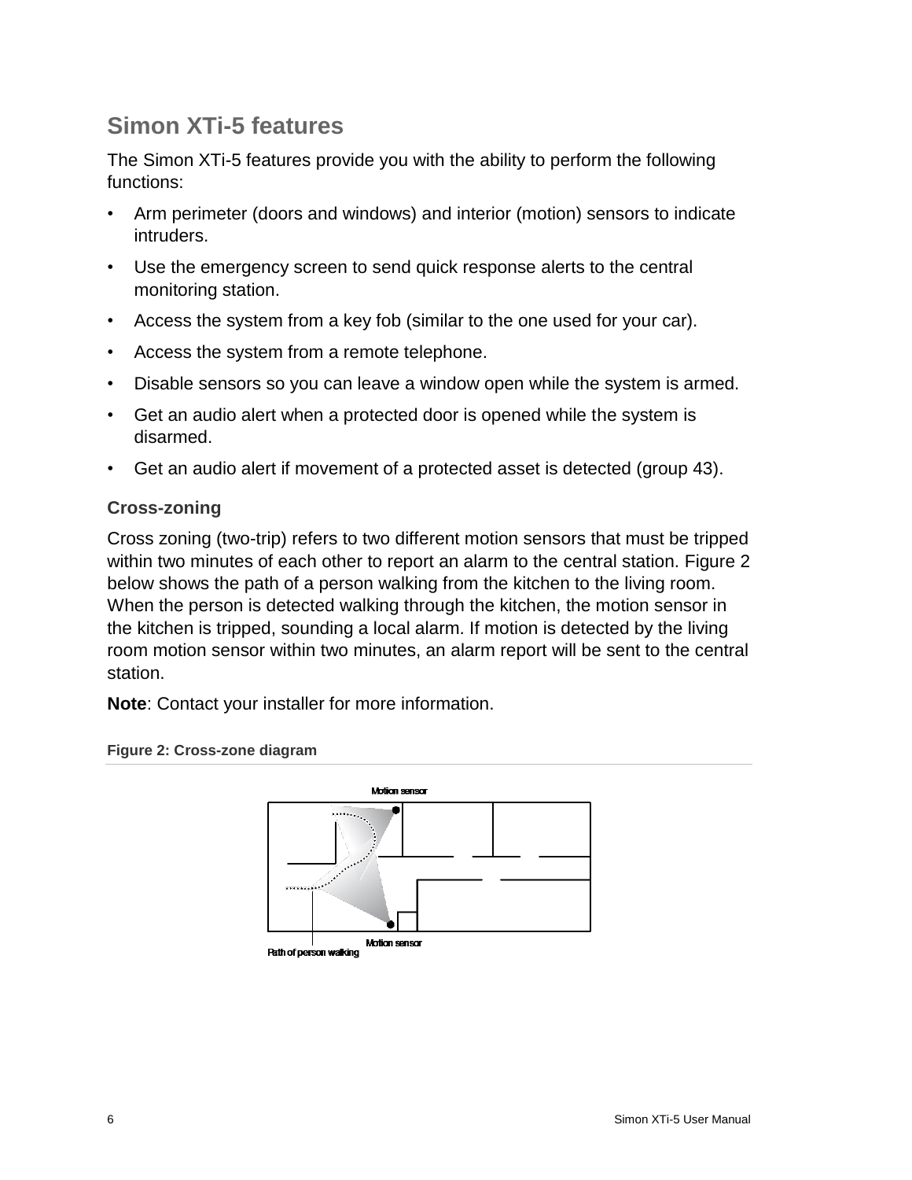## Simon XTi-5 features

The Simon XTi-5 features provide you with the ability to perform the following functions:

- Arm perimeter (doors and windows) and interior (motion) sensors to indicate intruders.
- Use the emergency screen to send quick response alerts to the central monitoring station.
- Access the system from a key fob (similar to the one used for your car).
- Access the system from a remote telephone.
- Disable sensors so you can leave a window open while the system is armed.
- Get an audio alert when a protected door is opened while the system is disarmed.
- Get an audio alert if movement of a protected asset is detected (group 43).

### Cross-zoning

Cross zoning (two-trip) refers to two different motion sensors that must be tripped within two minutes of each other to report an alarm to the central station. Figure 2 below shows the path of a person walking from the kitchen to the living room. When the person is detected walking through the kitchen, the motion sensor in the kitchen is tripped, sounding a local alarm. If motion is detected by the living room motion sensor within two minutes, an alarm report will be sent to the central station.

**Note**: Contact your installer for more information.

**Figure 2: Cross-zone diagram**

Motion sensor

Motion sensor

Path of person walking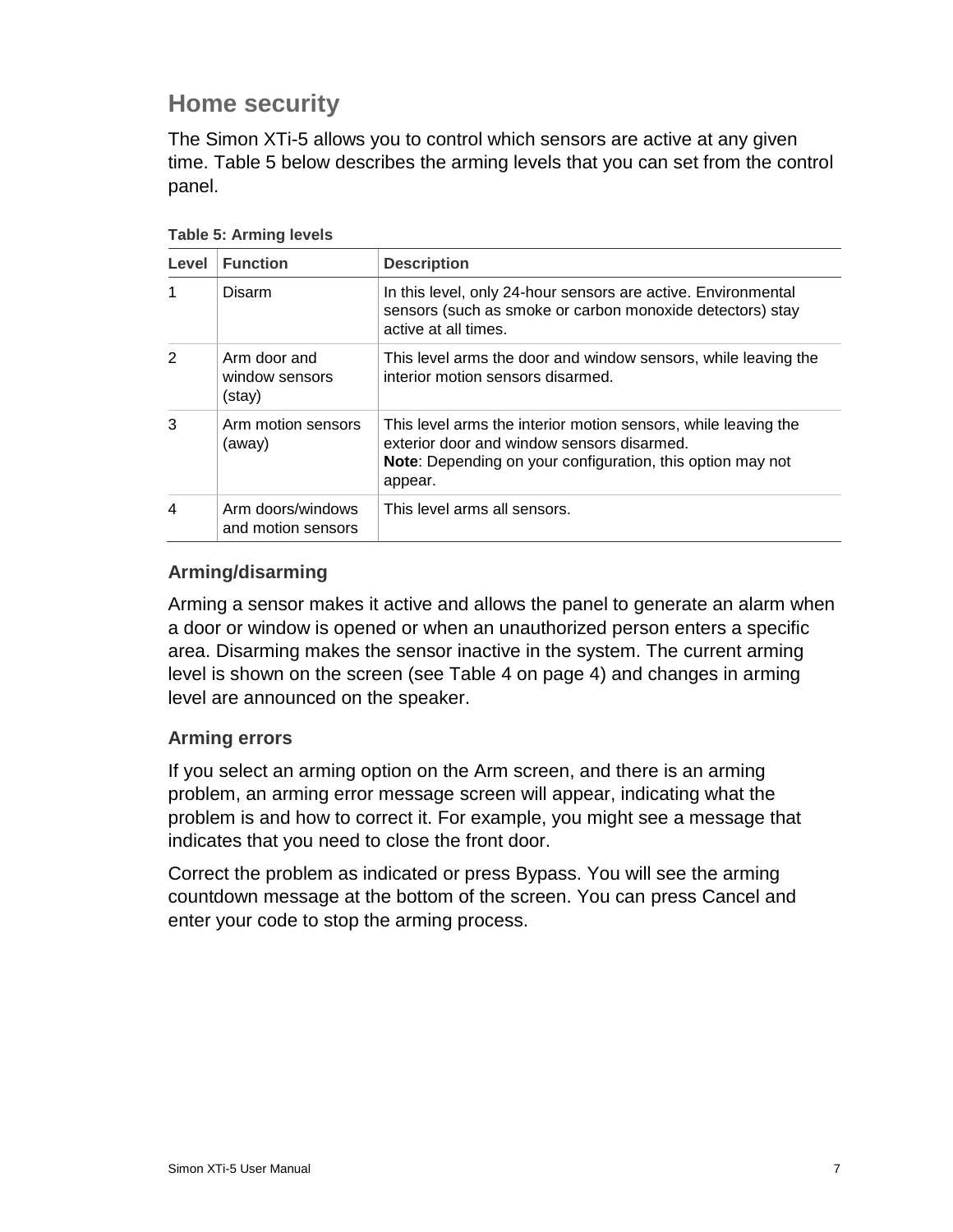## Home security

The Simon XTi-5 allows you to control which sensors are active at any given time. Table 5 below describes the arming levels that you can set from the control panel.

**Table 5: Arming levels**

| Level | Function | Description |
|---|---|---|
| 1 | Disarm | In this level, only 24-hour sensors are active. Environmental sensors (such as smoke or carbon monoxide detectors) stay active at all times. |
| 2 | Arm door and window sensors (stay) | This level arms the door and window sensors, while leaving the interior motion sensors disarmed. |
| 3 | Arm motion sensors (away) | This level arms the interior motion sensors, while leaving the exterior door and window sensors disarmed. **Note**: Depending on your configuration, this option may not appear. |
| 4 | Arm doors/windows and motion sensors | This level arms all sensors. |

### Arming/disarming

Arming a sensor makes it active and allows the panel to generate an alarm when a door or window is opened or when an unauthorized person enters a specific area. Disarming makes the sensor inactive in the system. The current arming level is shown on the screen (see Table 4 on page 4) and changes in arming level are announced on the speaker.

### Arming errors

If you select an arming option on the Arm screen, and there is an arming problem, an arming error message screen will appear, indicating what the problem is and how to correct it. For example, you might see a message that indicates that you need to close the front door.

Correct the problem as indicated or press Bypass. You will see the arming countdown message at the bottom of the screen. You can press Cancel and enter your code to stop the arming process.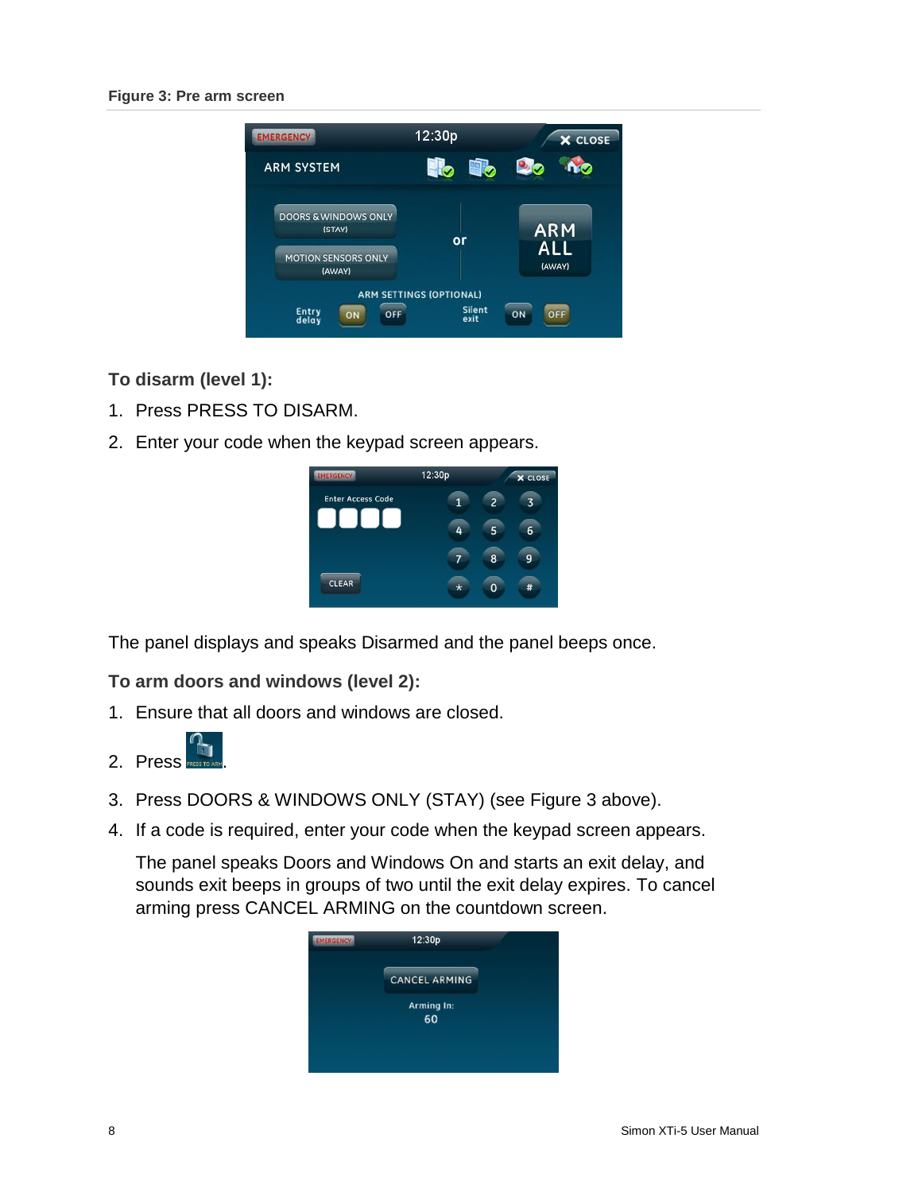**Figure 3: Pre arm screen**

### To disarm (level 1):

1. Press PRESS TO DISARM.
2. Enter your code when the keypad screen appears.

The panel displays and speaks Disarmed and the panel beeps once.

### To arm doors and windows (level 2):

1. Ensure that all doors and windows are closed.
2. Press .
3. Press DOORS & WINDOWS ONLY (STAY) (see Figure 3 above).
4. If a code is required, enter your code when the keypad screen appears.

   The panel speaks Doors and Windows On and starts an exit delay, and sounds exit beeps in groups of two until the exit delay expires. To cancel arming press CANCEL ARMING on the countdown screen.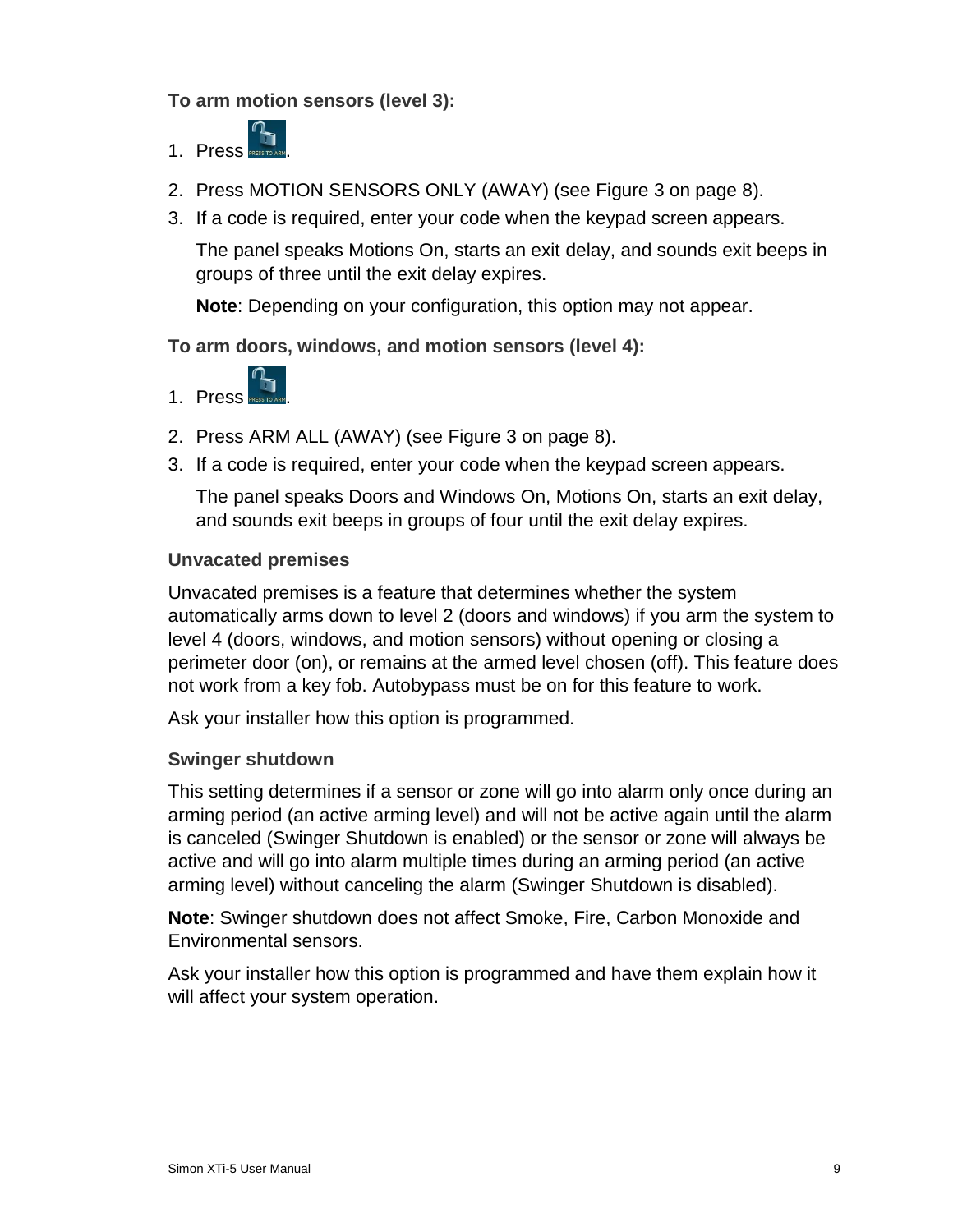**To arm motion sensors (level 3):**

1. Press PRESS TO ARM.
2. Press MOTION SENSORS ONLY (AWAY) (see Figure 3 on page 8).
3. If a code is required, enter your code when the keypad screen appears.

   The panel speaks Motions On, starts an exit delay, and sounds exit beeps in groups of three until the exit delay expires.

   **Note**: Depending on your configuration, this option may not appear.

**To arm doors, windows, and motion sensors (level 4):**

1. Press PRESS TO ARM.
2. Press ARM ALL (AWAY) (see Figure 3 on page 8).
3. If a code is required, enter your code when the keypad screen appears.

   The panel speaks Doors and Windows On, Motions On, starts an exit delay, and sounds exit beeps in groups of four until the exit delay expires.

### Unvacated premises

Unvacated premises is a feature that determines whether the system automatically arms down to level 2 (doors and windows) if you arm the system to level 4 (doors, windows, and motion sensors) without opening or closing a perimeter door (on), or remains at the armed level chosen (off). This feature does not work from a key fob. Autobypass must be on for this feature to work.

Ask your installer how this option is programmed.

### Swinger shutdown

This setting determines if a sensor or zone will go into alarm only once during an arming period (an active arming level) and will not be active again until the alarm is canceled (Swinger Shutdown is enabled) or the sensor or zone will always be active and will go into alarm multiple times during an arming period (an active arming level) without canceling the alarm (Swinger Shutdown is disabled).

**Note**: Swinger shutdown does not affect Smoke, Fire, Carbon Monoxide and Environmental sensors.

Ask your installer how this option is programmed and have them explain how it will affect your system operation.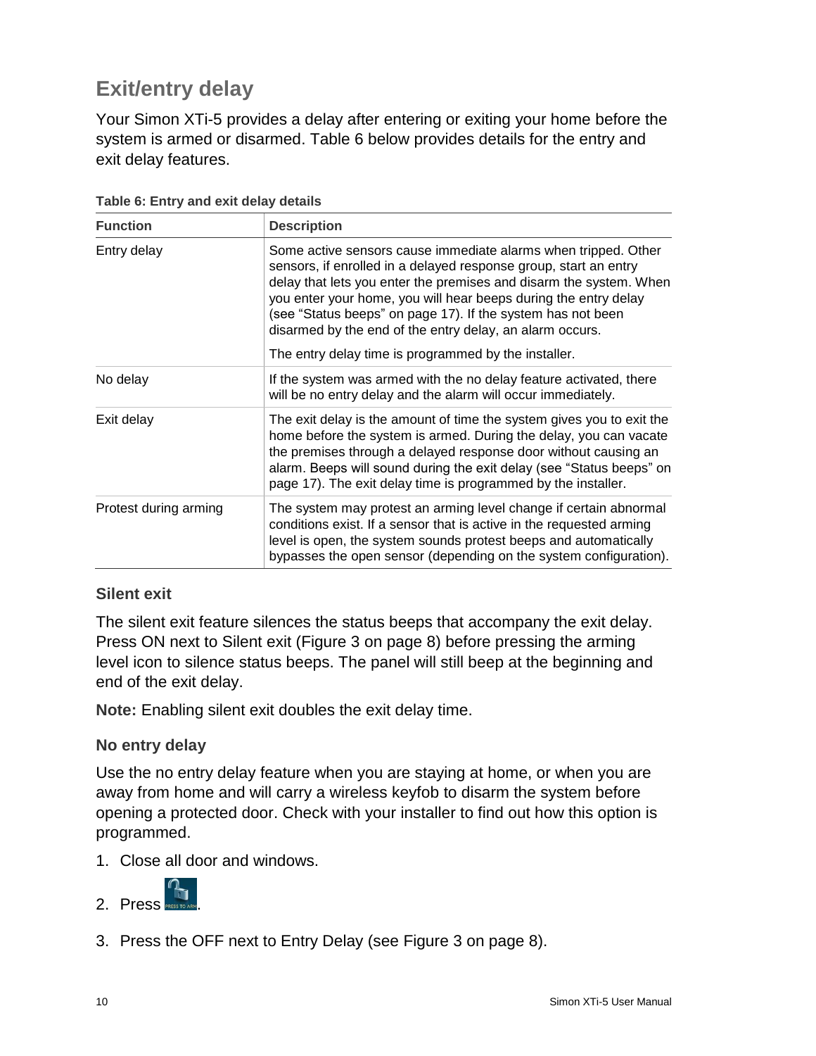## Exit/entry delay

Your Simon XTi-5 provides a delay after entering or exiting your home before the system is armed or disarmed. Table 6 below provides details for the entry and exit delay features.

**Table 6: Entry and exit delay details**

| Function | Description |
|---|---|
| Entry delay | Some active sensors cause immediate alarms when tripped. Other sensors, if enrolled in a delayed response group, start an entry delay that lets you enter the premises and disarm the system. When you enter your home, you will hear beeps during the entry delay (see "Status beeps" on page 17). If the system has not been disarmed by the end of the entry delay, an alarm occurs.<br><br>The entry delay time is programmed by the installer. |
| No delay | If the system was armed with the no delay feature activated, there will be no entry delay and the alarm will occur immediately. |
| Exit delay | The exit delay is the amount of time the system gives you to exit the home before the system is armed. During the delay, you can vacate the premises through a delayed response door without causing an alarm. Beeps will sound during the exit delay (see "Status beeps" on page 17). The exit delay time is programmed by the installer. |
| Protest during arming | The system may protest an arming level change if certain abnormal conditions exist. If a sensor that is active in the requested arming level is open, the system sounds protest beeps and automatically bypasses the open sensor (depending on the system configuration). |

### Silent exit

The silent exit feature silences the status beeps that accompany the exit delay. Press ON next to Silent exit (Figure 3 on page 8) before pressing the arming level icon to silence status beeps. The panel will still beep at the beginning and end of the exit delay.

**Note:** Enabling silent exit doubles the exit delay time.

### No entry delay

Use the no entry delay feature when you are staying at home, or when you are away from home and will carry a wireless keyfob to disarm the system before opening a protected door. Check with your installer to find out how this option is programmed.

1. Close all door and windows.
2. Press PRESS TO ARM.
3. Press the OFF next to Entry Delay (see Figure 3 on page 8).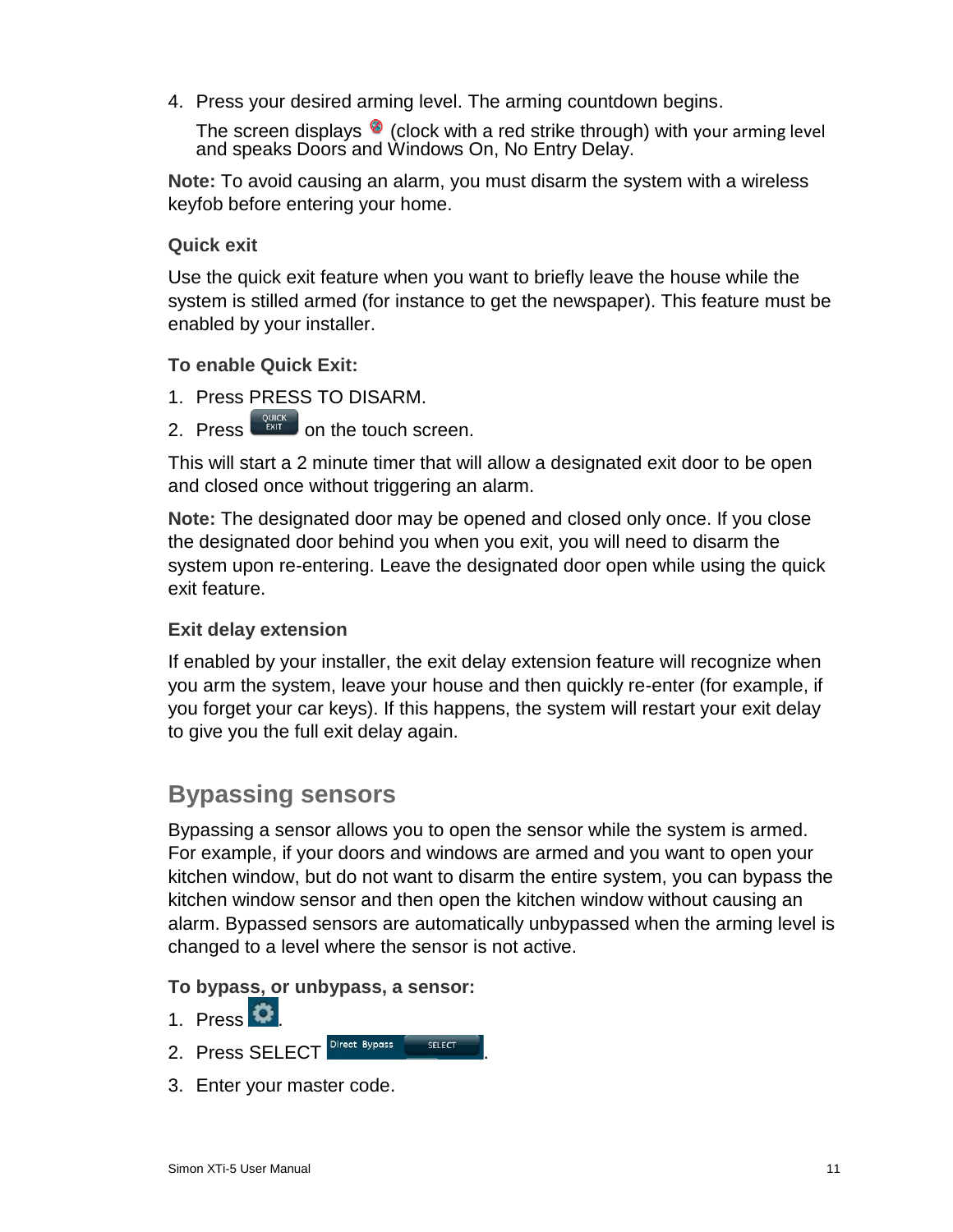4. Press your desired arming level. The arming countdown begins.

   The screen displays (clock with a red strike through) with your arming level and speaks Doors and Windows On, No Entry Delay.

**Note:** To avoid causing an alarm, you must disarm the system with a wireless keyfob before entering your home.

### Quick exit

Use the quick exit feature when you want to briefly leave the house while the system is stilled armed (for instance to get the newspaper). This feature must be enabled by your installer.

**To enable Quick Exit:**

1. Press PRESS TO DISARM.
2. Press QUICK EXIT on the touch screen.

This will start a 2 minute timer that will allow a designated exit door to be open and closed once without triggering an alarm.

**Note:** The designated door may be opened and closed only once. If you close the designated door behind you when you exit, you will need to disarm the system upon re-entering. Leave the designated door open while using the quick exit feature.

### Exit delay extension

If enabled by your installer, the exit delay extension feature will recognize when you arm the system, leave your house and then quickly re-enter (for example, if you forget your car keys). If this happens, the system will restart your exit delay to give you the full exit delay again.

## Bypassing sensors

Bypassing a sensor allows you to open the sensor while the system is armed. For example, if your doors and windows are armed and you want to open your kitchen window, but do not want to disarm the entire system, you can bypass the kitchen window sensor and then open the kitchen window without causing an alarm. Bypassed sensors are automatically unbypassed when the arming level is changed to a level where the sensor is not active.

**To bypass, or unbypass, a sensor:**

1. Press .
2. Press SELECT Direct Bypass SELECT.
3. Enter your master code.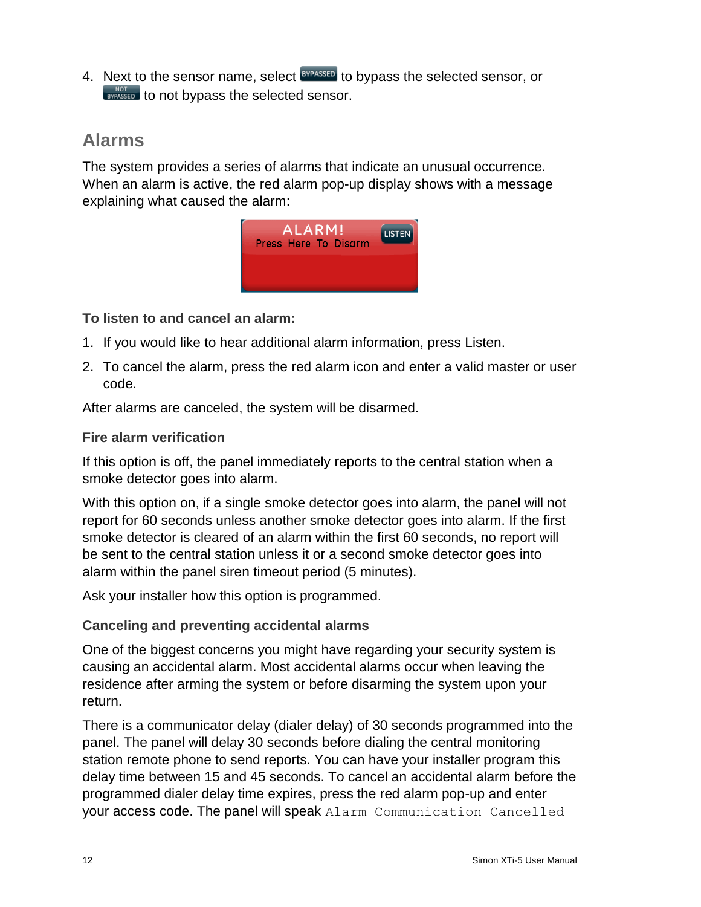4. Next to the sensor name, select BYPASSED to bypass the selected sensor, or NOT BYPASSED to not bypass the selected sensor.

## Alarms

The system provides a series of alarms that indicate an unusual occurrence. When an alarm is active, the red alarm pop-up display shows with a message explaining what caused the alarm:

**To listen to and cancel an alarm:**

1. If you would like to hear additional alarm information, press Listen.
2. To cancel the alarm, press the red alarm icon and enter a valid master or user code.

After alarms are canceled, the system will be disarmed.

### Fire alarm verification

If this option is off, the panel immediately reports to the central station when a smoke detector goes into alarm.

With this option on, if a single smoke detector goes into alarm, the panel will not report for 60 seconds unless another smoke detector goes into alarm. If the first smoke detector is cleared of an alarm within the first 60 seconds, no report will be sent to the central station unless it or a second smoke detector goes into alarm within the panel siren timeout period (5 minutes).

Ask your installer how this option is programmed.

### Canceling and preventing accidental alarms

One of the biggest concerns you might have regarding your security system is causing an accidental alarm. Most accidental alarms occur when leaving the residence after arming the system or before disarming the system upon your return.

There is a communicator delay (dialer delay) of 30 seconds programmed into the panel. The panel will delay 30 seconds before dialing the central monitoring station remote phone to send reports. You can have your installer program this delay time between 15 and 45 seconds. To cancel an accidental alarm before the programmed dialer delay time expires, press the red alarm pop-up and enter your access code. The panel will speak `Alarm Communication Cancelled`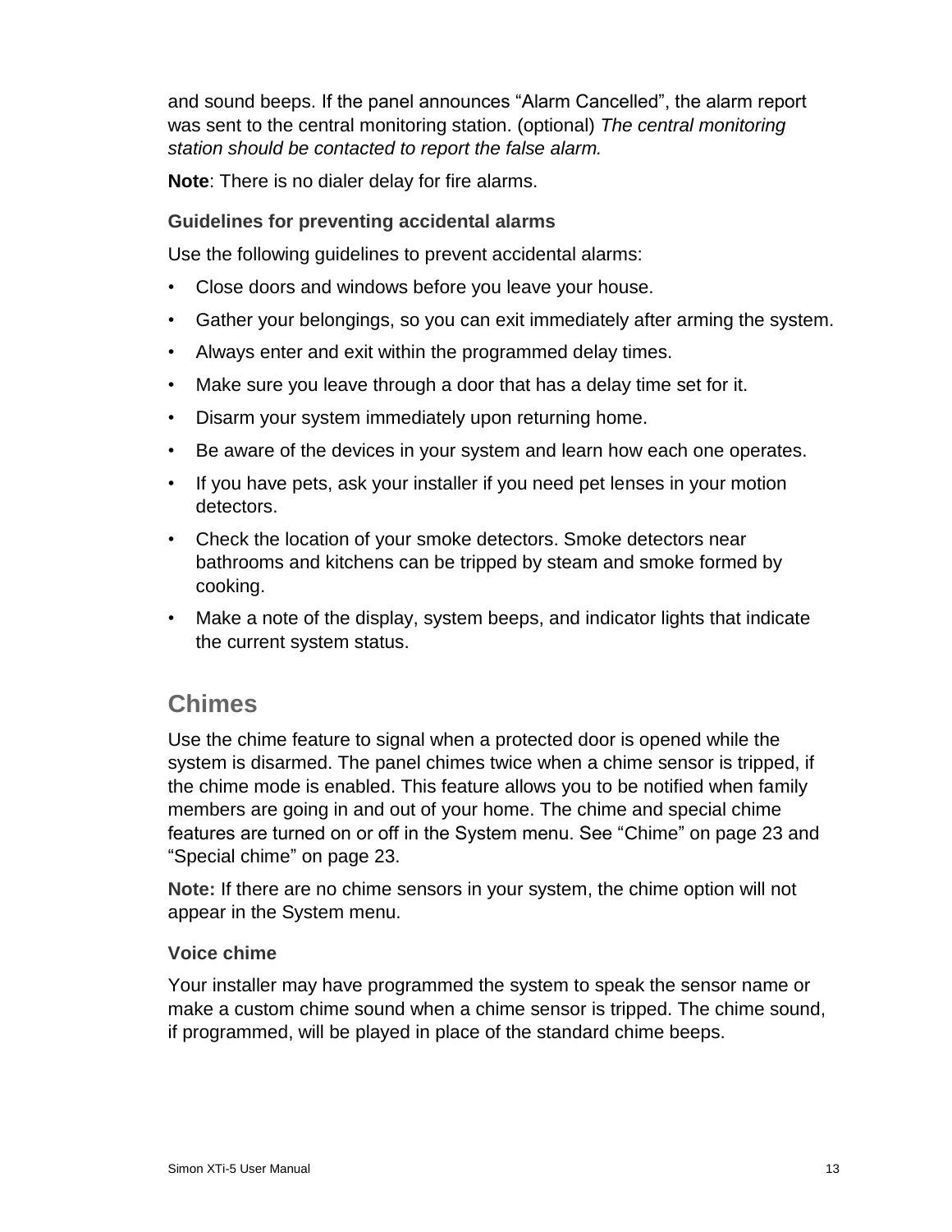and sound beeps. If the panel announces "Alarm Cancelled", the alarm report was sent to the central monitoring station. (optional) *The central monitoring station should be contacted to report the false alarm.*

**Note**: There is no dialer delay for fire alarms.

### Guidelines for preventing accidental alarms

Use the following guidelines to prevent accidental alarms:

- Close doors and windows before you leave your house.
- Gather your belongings, so you can exit immediately after arming the system.
- Always enter and exit within the programmed delay times.
- Make sure you leave through a door that has a delay time set for it.
- Disarm your system immediately upon returning home.
- Be aware of the devices in your system and learn how each one operates.
- If you have pets, ask your installer if you need pet lenses in your motion detectors.
- Check the location of your smoke detectors. Smoke detectors near bathrooms and kitchens can be tripped by steam and smoke formed by cooking.
- Make a note of the display, system beeps, and indicator lights that indicate the current system status.

## Chimes

Use the chime feature to signal when a protected door is opened while the system is disarmed. The panel chimes twice when a chime sensor is tripped, if the chime mode is enabled. This feature allows you to be notified when family members are going in and out of your home. The chime and special chime features are turned on or off in the System menu. See "Chime" on page 23 and "Special chime" on page 23.

**Note:** If there are no chime sensors in your system, the chime option will not appear in the System menu.

### Voice chime

Your installer may have programmed the system to speak the sensor name or make a custom chime sound when a chime sensor is tripped. The chime sound, if programmed, will be played in place of the standard chime beeps.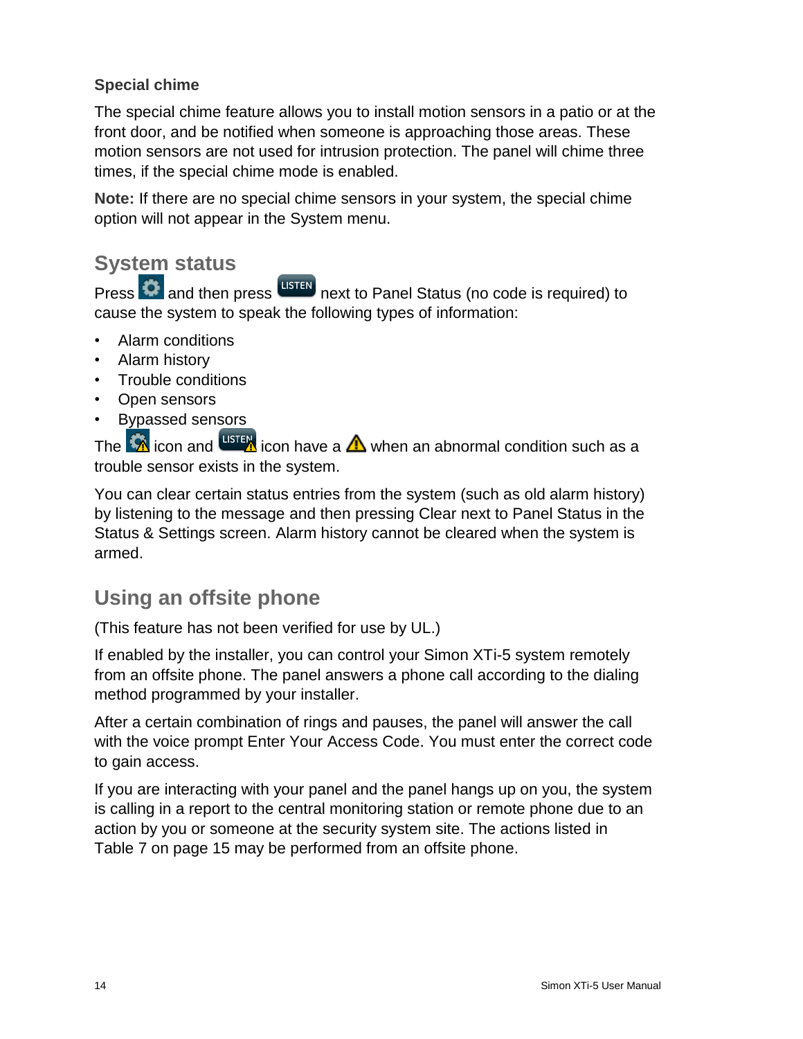**Special chime**

The special chime feature allows you to install motion sensors in a patio or at the front door, and be notified when someone is approaching those areas. These motion sensors are not used for intrusion protection. The panel will chime three times, if the special chime mode is enabled.

**Note:** If there are no special chime sensors in your system, the special chime option will not appear in the System menu.

## System status

Press [settings icon] and then press [LISTEN] next to Panel Status (no code is required) to cause the system to speak the following types of information:

- Alarm conditions
- Alarm history
- Trouble conditions
- Open sensors
- Bypassed sensors

The [settings icon] icon and [LISTEN] icon have a [warning icon] when an abnormal condition such as a trouble sensor exists in the system.

You can clear certain status entries from the system (such as old alarm history) by listening to the message and then pressing Clear next to Panel Status in the Status & Settings screen. Alarm history cannot be cleared when the system is armed.

## Using an offsite phone

(This feature has not been verified for use by UL.)

If enabled by the installer, you can control your Simon XTi-5 system remotely from an offsite phone. The panel answers a phone call according to the dialing method programmed by your installer.

After a certain combination of rings and pauses, the panel will answer the call with the voice prompt Enter Your Access Code. You must enter the correct code to gain access.

If you are interacting with your panel and the panel hangs up on you, the system is calling in a report to the central monitoring station or remote phone due to an action by you or someone at the security system site. The actions listed in Table 7 on page 15 may be performed from an offsite phone.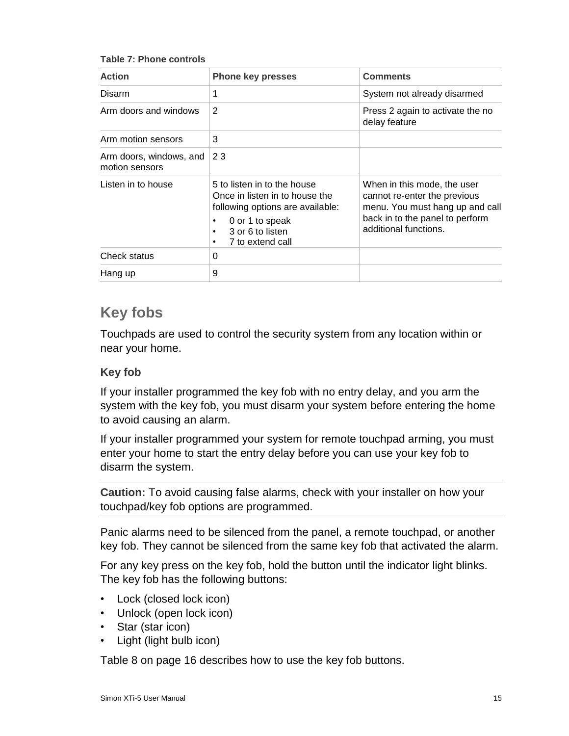**Table 7: Phone controls**

| Action | Phone key presses | Comments |
|---|---|---|
| Disarm | 1 | System not already disarmed |
| Arm doors and windows | 2 | Press 2 again to activate the no delay feature |
| Arm motion sensors | 3 | |
| Arm doors, windows, and motion sensors | 2 3 | |
| Listen in to house | 5 to listen in to the house<br>Once in listen in to house the following options are available:<br>• 0 or 1 to speak<br>• 3 or 6 to listen<br>• 7 to extend call | When in this mode, the user cannot re-enter the previous menu. You must hang up and call back in to the panel to perform additional functions. |
| Check status | 0 | |
| Hang up | 9 | |

## Key fobs

Touchpads are used to control the security system from any location within or near your home.

### Key fob

If your installer programmed the key fob with no entry delay, and you arm the system with the key fob, you must disarm your system before entering the home to avoid causing an alarm.

If your installer programmed your system for remote touchpad arming, you must enter your home to start the entry delay before you can use your key fob to disarm the system.

**Caution:** To avoid causing false alarms, check with your installer on how your touchpad/key fob options are programmed.

Panic alarms need to be silenced from the panel, a remote touchpad, or another key fob. They cannot be silenced from the same key fob that activated the alarm.

For any key press on the key fob, hold the button until the indicator light blinks. The key fob has the following buttons:

- Lock (closed lock icon)
- Unlock (open lock icon)
- Star (star icon)
- Light (light bulb icon)

Table 8 on page 16 describes how to use the key fob buttons.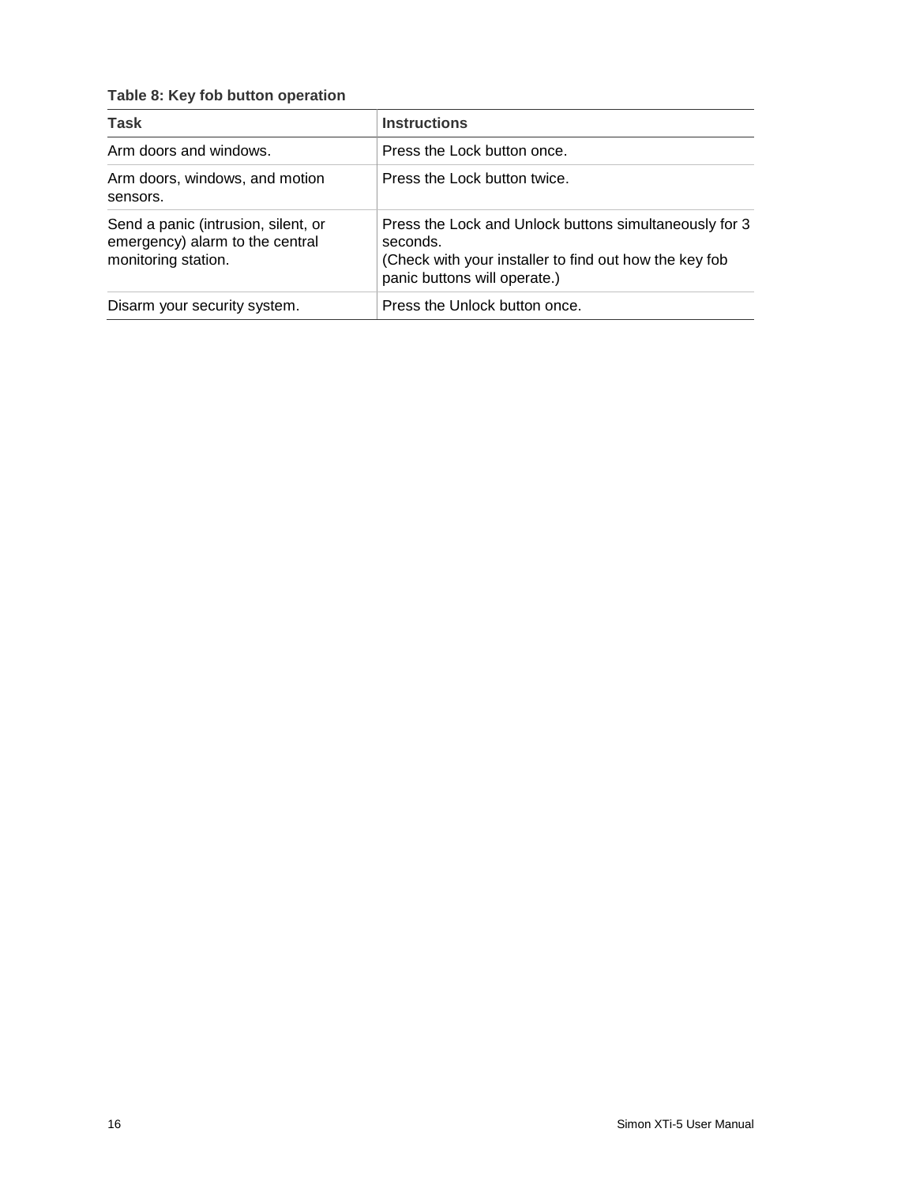**Table 8: Key fob button operation**

| Task | Instructions |
| --- | --- |
| Arm doors and windows. | Press the Lock button once. |
| Arm doors, windows, and motion sensors. | Press the Lock button twice. |
| Send a panic (intrusion, silent, or emergency) alarm to the central monitoring station. | Press the Lock and Unlock buttons simultaneously for 3 seconds.<br>(Check with your installer to find out how the key fob panic buttons will operate.) |
| Disarm your security system. | Press the Unlock button once. |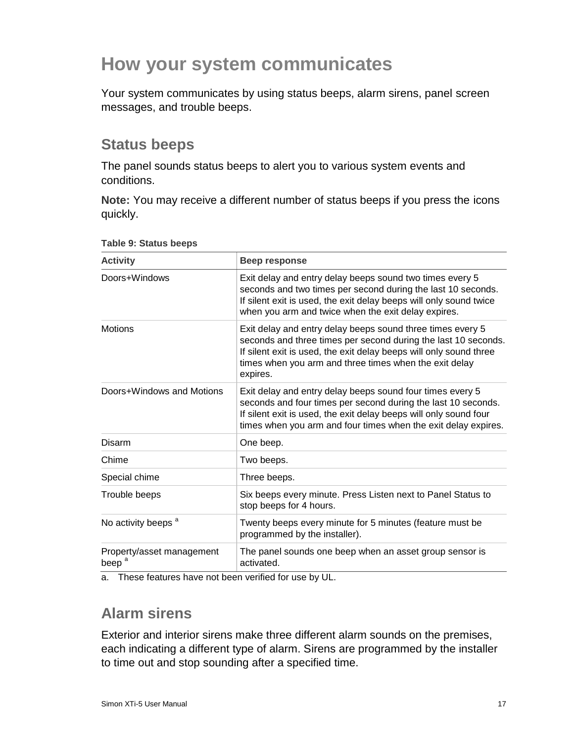# How your system communicates

Your system communicates by using status beeps, alarm sirens, panel screen messages, and trouble beeps.

## Status beeps

The panel sounds status beeps to alert you to various system events and conditions.

**Note:** You may receive a different number of status beeps if you press the icons quickly.

**Table 9: Status beeps**

| Activity | Beep response |
|---|---|
| Doors+Windows | Exit delay and entry delay beeps sound two times every 5 seconds and two times per second during the last 10 seconds. If silent exit is used, the exit delay beeps will only sound twice when you arm and twice when the exit delay expires. |
| Motions | Exit delay and entry delay beeps sound three times every 5 seconds and three times per second during the last 10 seconds. If silent exit is used, the exit delay beeps will only sound three times when you arm and three times when the exit delay expires. |
| Doors+Windows and Motions | Exit delay and entry delay beeps sound four times every 5 seconds and four times per second during the last 10 seconds. If silent exit is used, the exit delay beeps will only sound four times when you arm and four times when the exit delay expires. |
| Disarm | One beep. |
| Chime | Two beeps. |
| Special chime | Three beeps. |
| Trouble beeps | Six beeps every minute. Press Listen next to Panel Status to stop beeps for 4 hours. |
| No activity beeps [a] | Twenty beeps every minute for 5 minutes (feature must be programmed by the installer). |
| Property/asset management beep [a] | The panel sounds one beep when an asset group sensor is activated. |

a. These features have not been verified for use by UL.

## Alarm sirens

Exterior and interior sirens make three different alarm sounds on the premises, each indicating a different type of alarm. Sirens are programmed by the installer to time out and stop sounding after a specified time.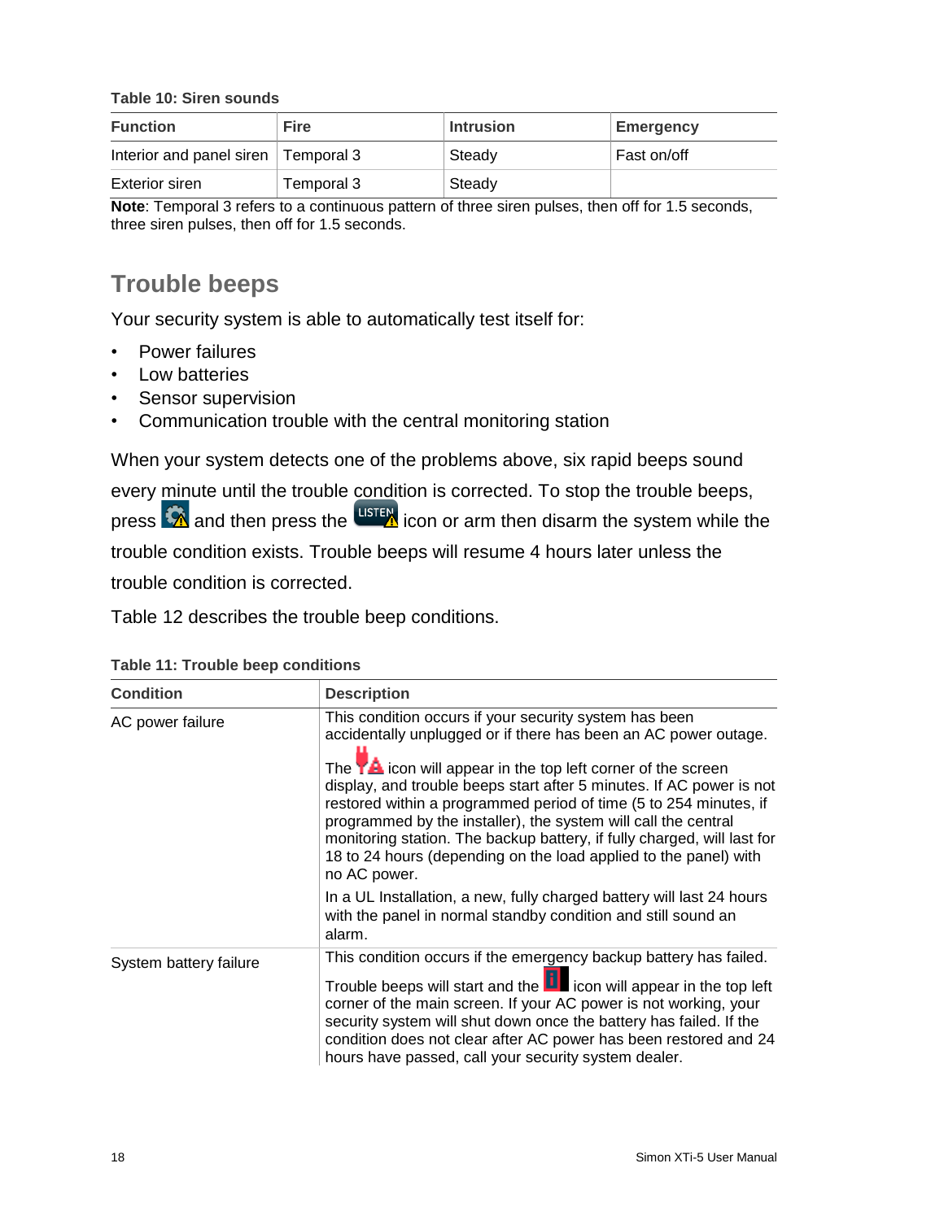**Table 10: Siren sounds**

| Function | Fire | Intrusion | Emergency |
|---|---|---|---|
| Interior and panel siren | Temporal 3 | Steady | Fast on/off |
| Exterior siren | Temporal 3 | Steady | |

**Note**: Temporal 3 refers to a continuous pattern of three siren pulses, then off for 1.5 seconds, three siren pulses, then off for 1.5 seconds.

## Trouble beeps

Your security system is able to automatically test itself for:

- Power failures
- Low batteries
- Sensor supervision
- Communication trouble with the central monitoring station

When your system detects one of the problems above, six rapid beeps sound every minute until the trouble condition is corrected. To stop the trouble beeps, press and then press the LISTEN icon or arm then disarm the system while the trouble condition exists. Trouble beeps will resume 4 hours later unless the trouble condition is corrected.

Table 12 describes the trouble beep conditions.

**Table 11: Trouble beep conditions**

| Condition | Description |
|---|---|
| AC power failure | This condition occurs if your security system has been accidentally unplugged or if there has been an AC power outage. The icon will appear in the top left corner of the screen display, and trouble beeps start after 5 minutes. If AC power is not restored within a programmed period of time (5 to 254 minutes, if programmed by the installer), the system will call the central monitoring station. The backup battery, if fully charged, will last for 18 to 24 hours (depending on the load applied to the panel) with no AC power. In a UL Installation, a new, fully charged battery will last 24 hours with the panel in normal standby condition and still sound an alarm. |
| System battery failure | This condition occurs if the emergency backup battery has failed. Trouble beeps will start and the icon will appear in the top left corner of the main screen. If your AC power is not working, your security system will shut down once the battery has failed. If the condition does not clear after AC power has been restored and 24 hours have passed, call your security system dealer. |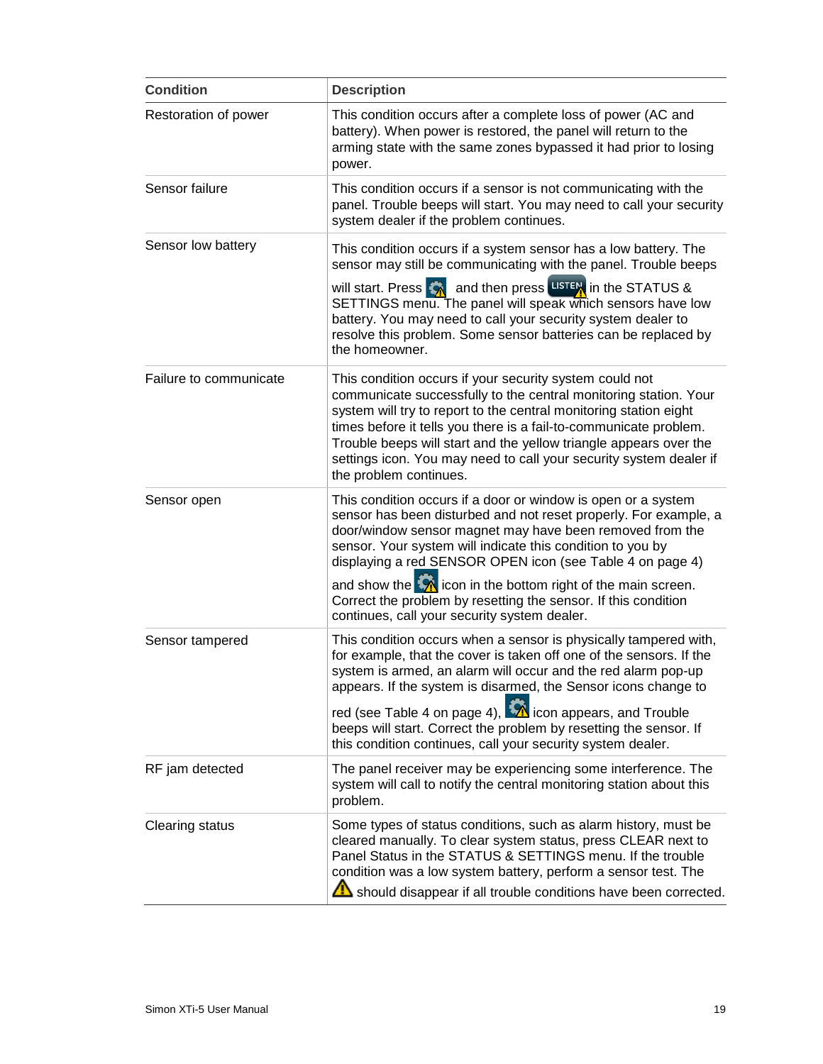| Condition | Description |
| --- | --- |
| Restoration of power | This condition occurs after a complete loss of power (AC and battery). When power is restored, the panel will return to the arming state with the same zones bypassed it had prior to losing power. |
| Sensor failure | This condition occurs if a sensor is not communicating with the panel. Trouble beeps will start. You may need to call your security system dealer if the problem continues. |
| Sensor low battery | This condition occurs if a system sensor has a low battery. The sensor may still be communicating with the panel. Trouble beeps will start. Press and then press LISTEN in the STATUS & SETTINGS menu. The panel will speak which sensors have low battery. You may need to call your security system dealer to resolve this problem. Some sensor batteries can be replaced by the homeowner. |
| Failure to communicate | This condition occurs if your security system could not communicate successfully to the central monitoring station. Your system will try to report to the central monitoring station eight times before it tells you there is a fail-to-communicate problem. Trouble beeps will start and the yellow triangle appears over the settings icon. You may need to call your security system dealer if the problem continues. |
| Sensor open | This condition occurs if a door or window is open or a system sensor has been disturbed and not reset properly. For example, a door/window sensor magnet may have been removed from the sensor. Your system will indicate this condition to you by displaying a red SENSOR OPEN icon (see Table 4 on page 4) and show the icon in the bottom right of the main screen. Correct the problem by resetting the sensor. If this condition continues, call your security system dealer. |
| Sensor tampered | This condition occurs when a sensor is physically tampered with, for example, that the cover is taken off one of the sensors. If the system is armed, an alarm will occur and the red alarm pop-up appears. If the system is disarmed, the Sensor icons change to red (see Table 4 on page 4), icon appears, and Trouble beeps will start. Correct the problem by resetting the sensor. If this condition continues, call your security system dealer. |
| RF jam detected | The panel receiver may be experiencing some interference. The system will call to notify the central monitoring station about this problem. |
| Clearing status | Some types of status conditions, such as alarm history, must be cleared manually. To clear system status, press CLEAR next to Panel Status in the STATUS & SETTINGS menu. If the trouble condition was a low system battery, perform a sensor test. The should disappear if all trouble conditions have been corrected. |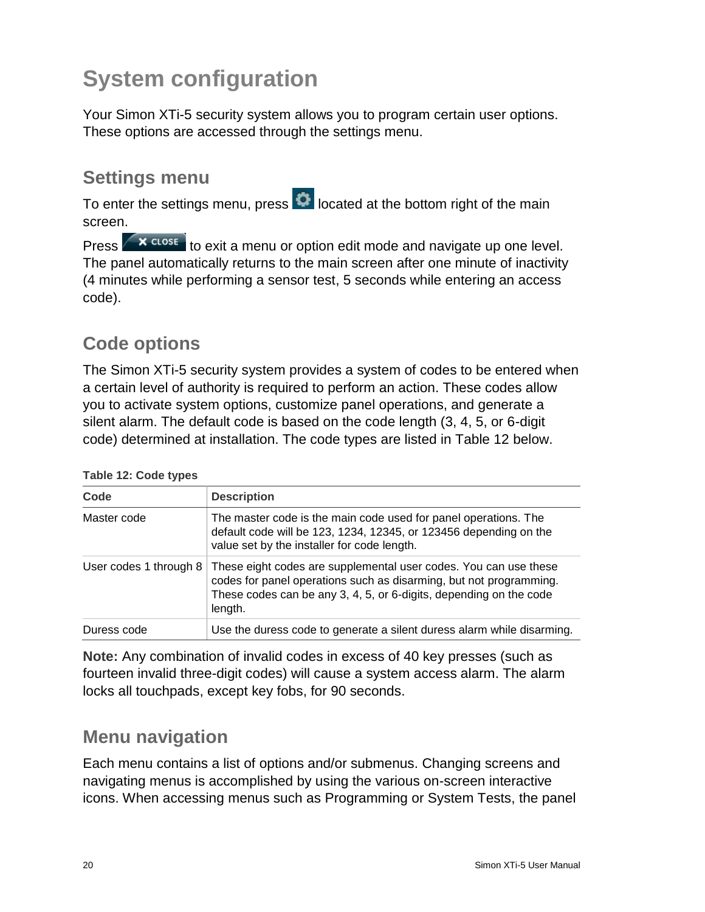# System configuration

Your Simon XTi-5 security system allows you to program certain user options. These options are accessed through the settings menu.

## Settings menu

To enter the settings menu, press [settings icon] located at the bottom right of the main screen.

Press [X CLOSE] to exit a menu or option edit mode and navigate up one level. The panel automatically returns to the main screen after one minute of inactivity (4 minutes while performing a sensor test, 5 seconds while entering an access code).

## Code options

The Simon XTi-5 security system provides a system of codes to be entered when a certain level of authority is required to perform an action. These codes allow you to activate system options, customize panel operations, and generate a silent alarm. The default code is based on the code length (3, 4, 5, or 6-digit code) determined at installation. The code types are listed in Table 12 below.

**Table 12: Code types**

| Code | Description |
| --- | --- |
| Master code | The master code is the main code used for panel operations. The default code will be 123, 1234, 12345, or 123456 depending on the value set by the installer for code length. |
| User codes 1 through 8 | These eight codes are supplemental user codes. You can use these codes for panel operations such as disarming, but not programming. These codes can be any 3, 4, 5, or 6-digits, depending on the code length. |
| Duress code | Use the duress code to generate a silent duress alarm while disarming. |

**Note:** Any combination of invalid codes in excess of 40 key presses (such as fourteen invalid three-digit codes) will cause a system access alarm. The alarm locks all touchpads, except key fobs, for 90 seconds.

## Menu navigation

Each menu contains a list of options and/or submenus. Changing screens and navigating menus is accomplished by using the various on-screen interactive icons. When accessing menus such as Programming or System Tests, the panel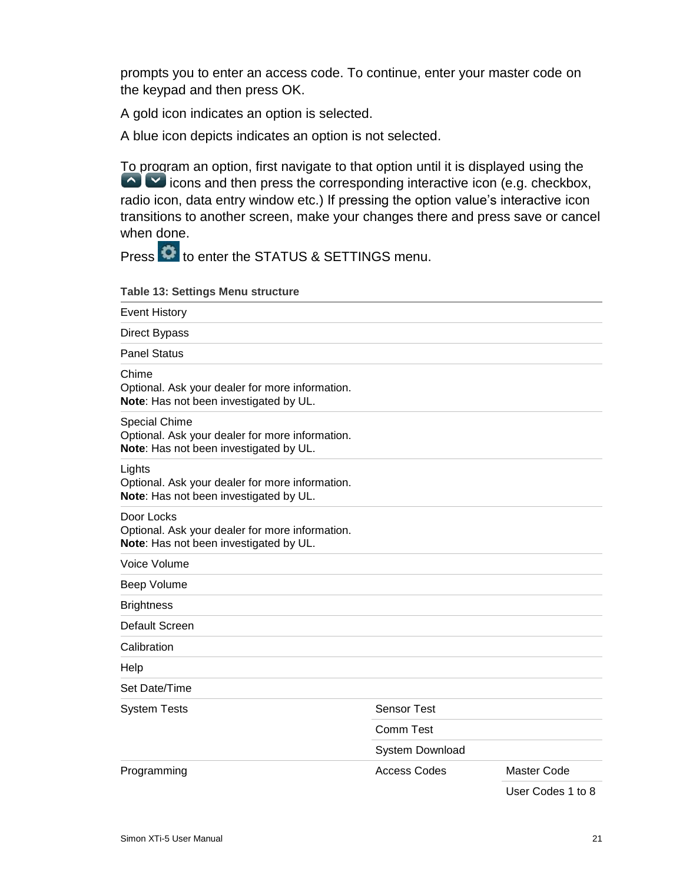prompts you to enter an access code. To continue, enter your master code on the keypad and then press OK.

A gold icon indicates an option is selected.

A blue icon depicts indicates an option is not selected.

To program an option, first navigate to that option until it is displayed using the icons and then press the corresponding interactive icon (e.g. checkbox, radio icon, data entry window etc.) If pressing the option value's interactive icon transitions to another screen, make your changes there and press save or cancel when done.

Press to enter the STATUS & SETTINGS menu.

**Table 13: Settings Menu structure**

| | | |
|---|---|---|
| Event History | | |
| Direct Bypass | | |
| Panel Status | | |
| Chime<br>Optional. Ask your dealer for more information.<br>**Note**: Has not been investigated by UL. | | |
| Special Chime<br>Optional. Ask your dealer for more information.<br>**Note**: Has not been investigated by UL. | | |
| Lights<br>Optional. Ask your dealer for more information.<br>**Note**: Has not been investigated by UL. | | |
| Door Locks<br>Optional. Ask your dealer for more information.<br>**Note**: Has not been investigated by UL. | | |
| Voice Volume | | |
| Beep Volume | | |
| Brightness | | |
| Default Screen | | |
| Calibration | | |
| Help | | |
| Set Date/Time | | |
| System Tests | Sensor Test | |
| | Comm Test | |
| | System Download | |
| Programming | Access Codes | Master Code |
| | | User Codes 1 to 8 |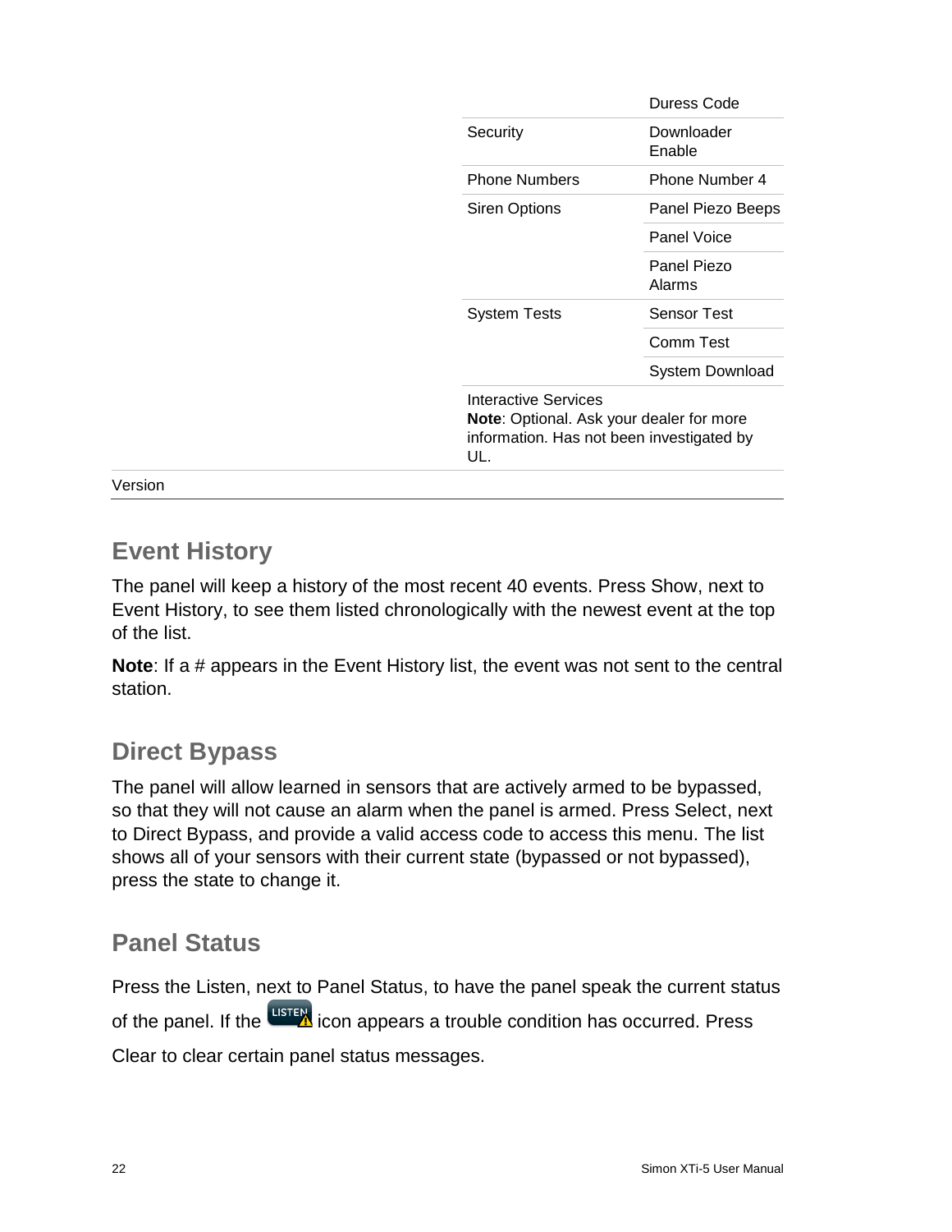| | | |
|---|---|---|
| | | Duress Code |
| | Security | Downloader Enable |
| | Phone Numbers | Phone Number 4 |
| | Siren Options | Panel Piezo Beeps |
| | | Panel Voice |
| | | Panel Piezo Alarms |
| | System Tests | Sensor Test |
| | | Comm Test |
| | | System Download |
| | Interactive Services **Note**: Optional. Ask your dealer for more information. Has not been investigated by UL. | |
| Version | | |

## Event History

The panel will keep a history of the most recent 40 events. Press Show, next to Event History, to see them listed chronologically with the newest event at the top of the list.

**Note**: If a # appears in the Event History list, the event was not sent to the central station.

## Direct Bypass

The panel will allow learned in sensors that are actively armed to be bypassed, so that they will not cause an alarm when the panel is armed. Press Select, next to Direct Bypass, and provide a valid access code to access this menu. The list shows all of your sensors with their current state (bypassed or not bypassed), press the state to change it.

## Panel Status

Press the Listen, next to Panel Status, to have the panel speak the current status of the panel. If the LISTEN icon appears a trouble condition has occurred. Press Clear to clear certain panel status messages.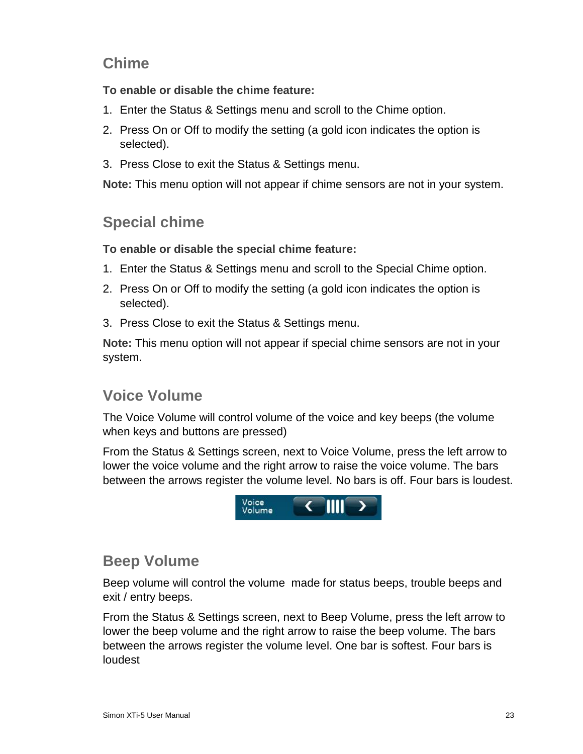## Chime

**To enable or disable the chime feature:**

1. Enter the Status & Settings menu and scroll to the Chime option.
2. Press On or Off to modify the setting (a gold icon indicates the option is selected).
3. Press Close to exit the Status & Settings menu.

**Note:** This menu option will not appear if chime sensors are not in your system.

## Special chime

**To enable or disable the special chime feature:**

1. Enter the Status & Settings menu and scroll to the Special Chime option.
2. Press On or Off to modify the setting (a gold icon indicates the option is selected).
3. Press Close to exit the Status & Settings menu.

**Note:** This menu option will not appear if special chime sensors are not in your system.

## Voice Volume

The Voice Volume will control volume of the voice and key beeps (the volume when keys and buttons are pressed)

From the Status & Settings screen, next to Voice Volume, press the left arrow to lower the voice volume and the right arrow to raise the voice volume. The bars between the arrows register the volume level. No bars is off. Four bars is loudest.

## Beep Volume

Beep volume will control the volume made for status beeps, trouble beeps and exit / entry beeps.

From the Status & Settings screen, next to Beep Volume, press the left arrow to lower the beep volume and the right arrow to raise the beep volume. The bars between the arrows register the volume level. One bar is softest. Four bars is loudest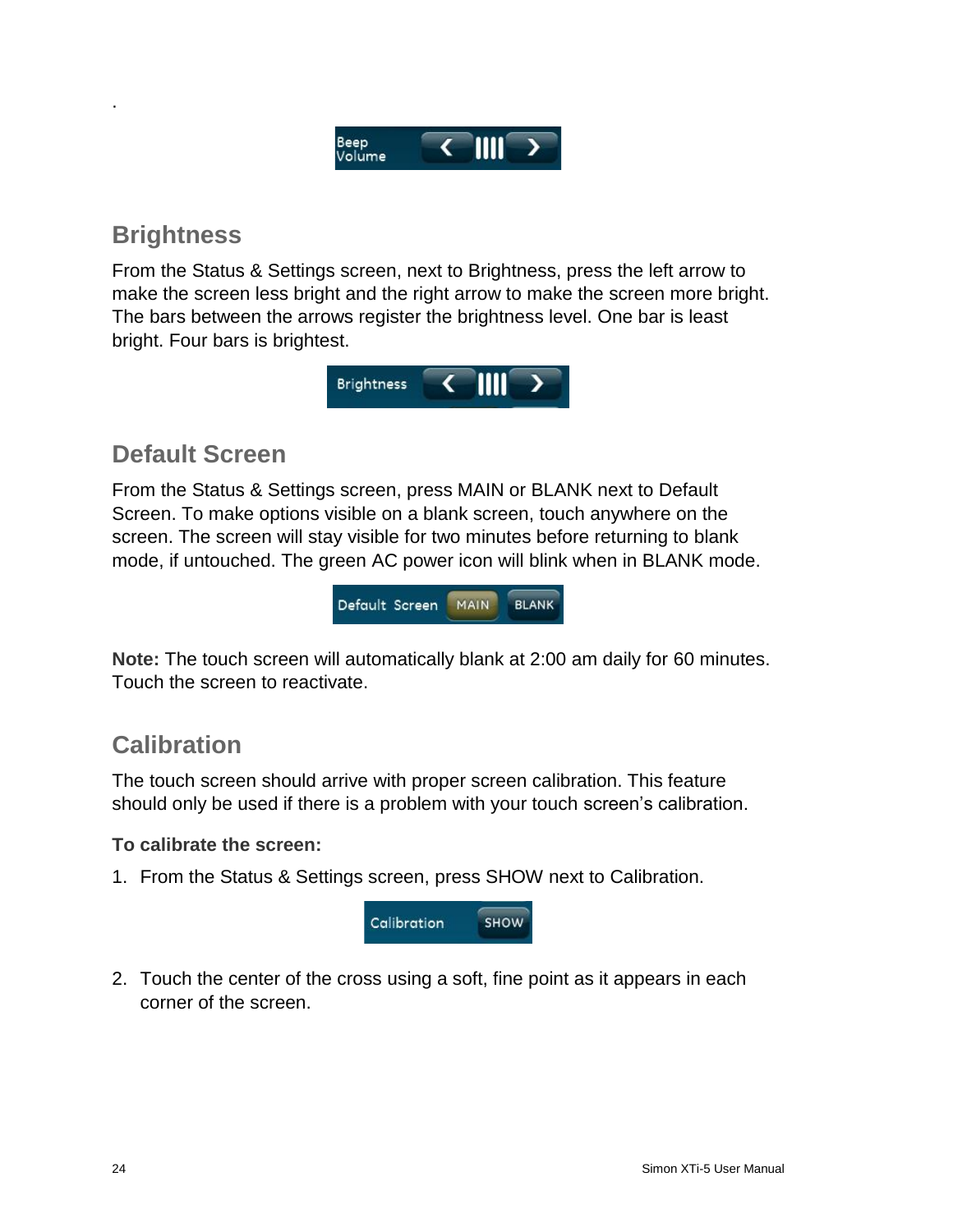.

Beep Volume

## Brightness

From the Status & Settings screen, next to Brightness, press the left arrow to make the screen less bright and the right arrow to make the screen more bright. The bars between the arrows register the brightness level. One bar is least bright. Four bars is brightest.

Brightness

## Default Screen

From the Status & Settings screen, press MAIN or BLANK next to Default Screen. To make options visible on a blank screen, touch anywhere on the screen. The screen will stay visible for two minutes before returning to blank mode, if untouched. The green AC power icon will blink when in BLANK mode.

Default Screen MAIN BLANK

**Note:** The touch screen will automatically blank at 2:00 am daily for 60 minutes. Touch the screen to reactivate.

## Calibration

The touch screen should arrive with proper screen calibration. This feature should only be used if there is a problem with your touch screen's calibration.

**To calibrate the screen:**

1. From the Status & Settings screen, press SHOW next to Calibration.

   Calibration SHOW

2. Touch the center of the cross using a soft, fine point as it appears in each corner of the screen.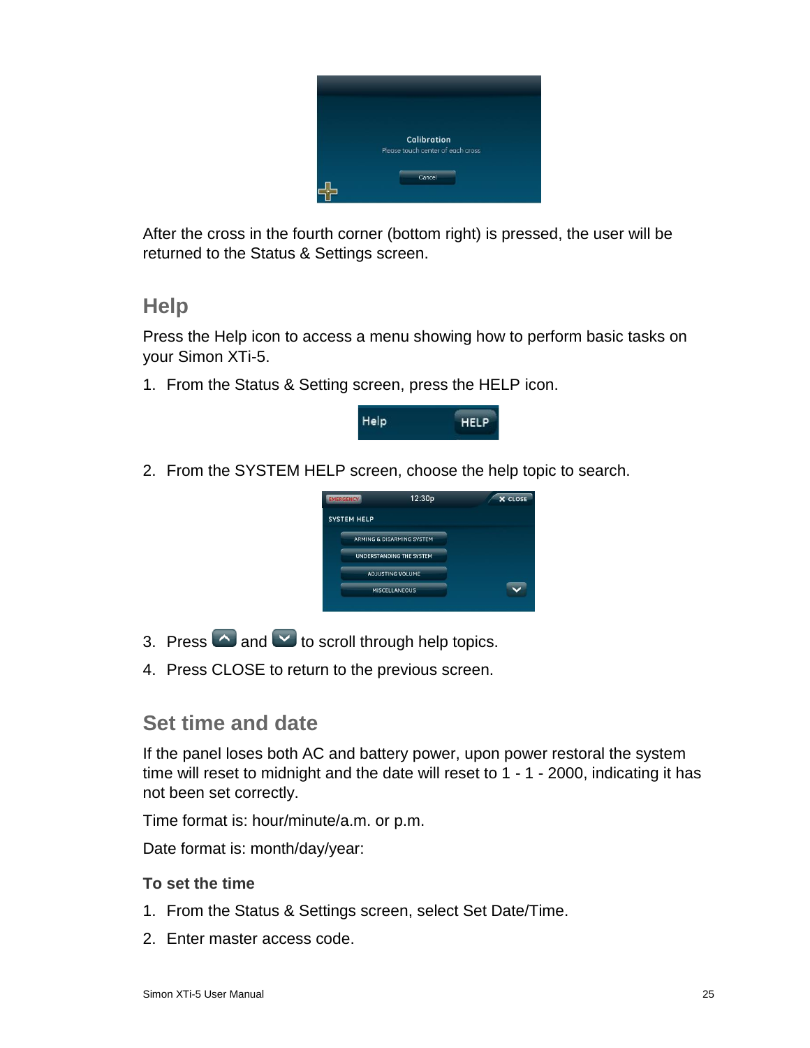After the cross in the fourth corner (bottom right) is pressed, the user will be returned to the Status & Settings screen.

## Help

Press the Help icon to access a menu showing how to perform basic tasks on your Simon XTi-5.

1. From the Status & Setting screen, press the HELP icon.
2. From the SYSTEM HELP screen, choose the help topic to search.
3. Press and to scroll through help topics.
4. Press CLOSE to return to the previous screen.

## Set time and date

If the panel loses both AC and battery power, upon power restoral the system time will reset to midnight and the date will reset to 1 - 1 - 2000, indicating it has not been set correctly.

Time format is: hour/minute/a.m. or p.m.

Date format is: month/day/year:

### To set the time

1. From the Status & Settings screen, select Set Date/Time.
2. Enter master access code.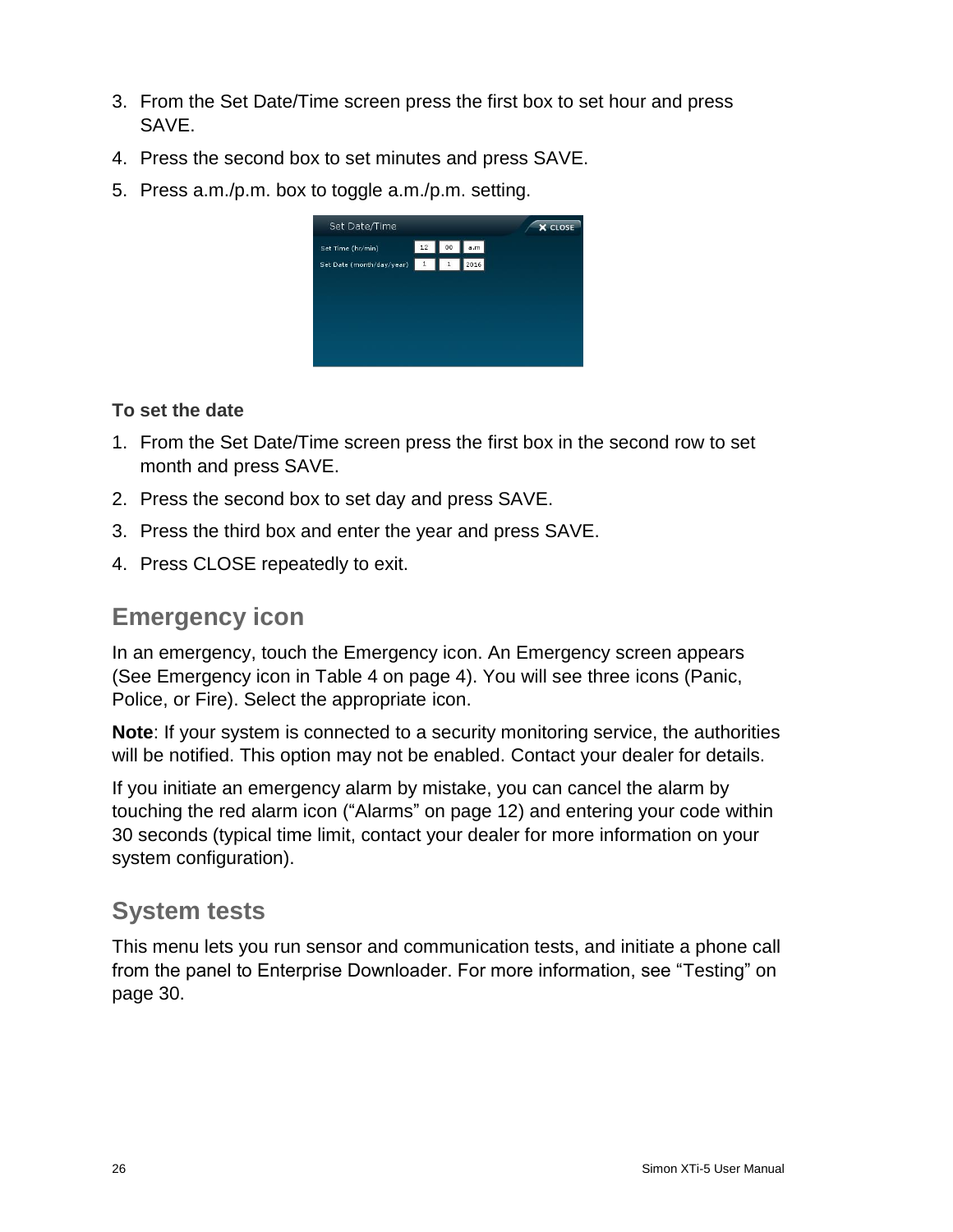3. From the Set Date/Time screen press the first box to set hour and press SAVE.
4. Press the second box to set minutes and press SAVE.
5. Press a.m./p.m. box to toggle a.m./p.m. setting.

**To set the date**

1. From the Set Date/Time screen press the first box in the second row to set month and press SAVE.
2. Press the second box to set day and press SAVE.
3. Press the third box and enter the year and press SAVE.
4. Press CLOSE repeatedly to exit.

## Emergency icon

In an emergency, touch the Emergency icon. An Emergency screen appears (See Emergency icon in Table 4 on page 4). You will see three icons (Panic, Police, or Fire). Select the appropriate icon.

**Note**: If your system is connected to a security monitoring service, the authorities will be notified. This option may not be enabled. Contact your dealer for details.

If you initiate an emergency alarm by mistake, you can cancel the alarm by touching the red alarm icon ("Alarms" on page 12) and entering your code within 30 seconds (typical time limit, contact your dealer for more information on your system configuration).

## System tests

This menu lets you run sensor and communication tests, and initiate a phone call from the panel to Enterprise Downloader. For more information, see "Testing" on page 30.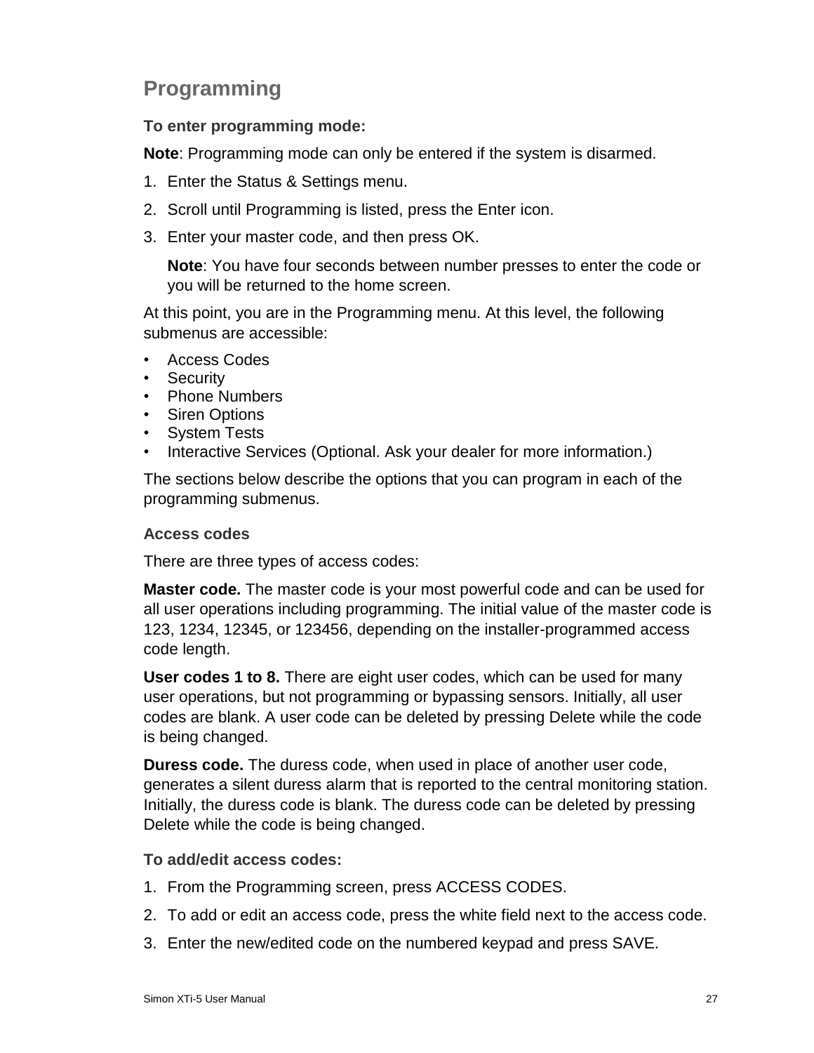## Programming

### To enter programming mode:

**Note**: Programming mode can only be entered if the system is disarmed.

1. Enter the Status & Settings menu.
2. Scroll until Programming is listed, press the Enter icon.
3. Enter your master code, and then press OK.

   **Note**: You have four seconds between number presses to enter the code or you will be returned to the home screen.

At this point, you are in the Programming menu. At this level, the following submenus are accessible:

- Access Codes
- Security
- Phone Numbers
- Siren Options
- System Tests
- Interactive Services (Optional. Ask your dealer for more information.)

The sections below describe the options that you can program in each of the programming submenus.

### Access codes

There are three types of access codes:

**Master code.** The master code is your most powerful code and can be used for all user operations including programming. The initial value of the master code is 123, 1234, 12345, or 123456, depending on the installer-programmed access code length.

**User codes 1 to 8.** There are eight user codes, which can be used for many user operations, but not programming or bypassing sensors. Initially, all user codes are blank. A user code can be deleted by pressing Delete while the code is being changed.

**Duress code.** The duress code, when used in place of another user code, generates a silent duress alarm that is reported to the central monitoring station. Initially, the duress code is blank. The duress code can be deleted by pressing Delete while the code is being changed.

### To add/edit access codes:

1. From the Programming screen, press ACCESS CODES.
2. To add or edit an access code, press the white field next to the access code.
3. Enter the new/edited code on the numbered keypad and press SAVE.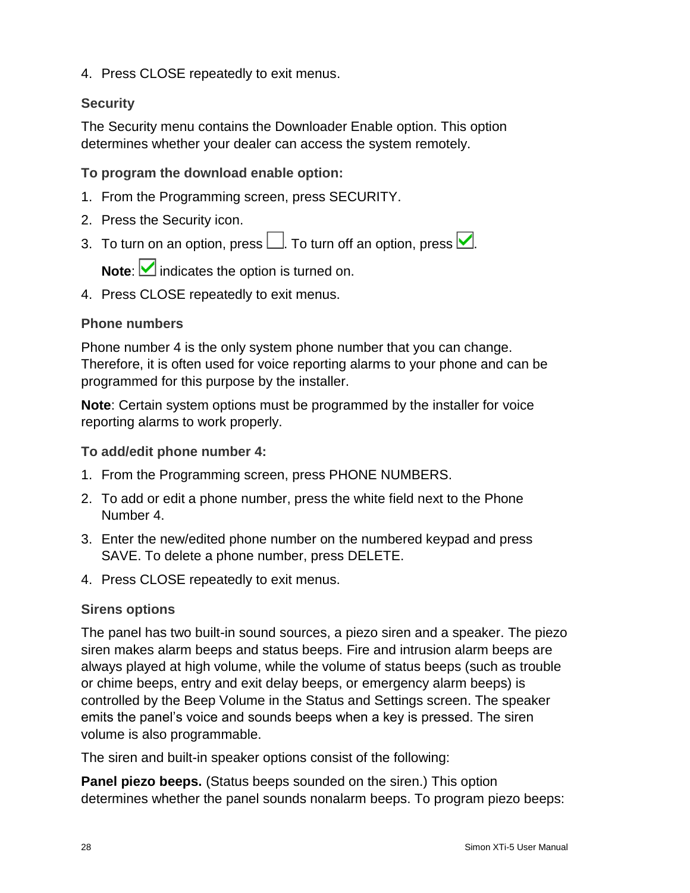4. Press CLOSE repeatedly to exit menus.

### Security

The Security menu contains the Downloader Enable option. This option determines whether your dealer can access the system remotely.

#### To program the download enable option:

1. From the Programming screen, press SECURITY.
2. Press the Security icon.
3. To turn on an option, press ☐. To turn off an option, press ☑.

   **Note**: ☑ indicates the option is turned on.
4. Press CLOSE repeatedly to exit menus.

### Phone numbers

Phone number 4 is the only system phone number that you can change. Therefore, it is often used for voice reporting alarms to your phone and can be programmed for this purpose by the installer.

**Note**: Certain system options must be programmed by the installer for voice reporting alarms to work properly.

#### To add/edit phone number 4:

1. From the Programming screen, press PHONE NUMBERS.
2. To add or edit a phone number, press the white field next to the Phone Number 4.
3. Enter the new/edited phone number on the numbered keypad and press SAVE. To delete a phone number, press DELETE.
4. Press CLOSE repeatedly to exit menus.

### Sirens options

The panel has two built-in sound sources, a piezo siren and a speaker. The piezo siren makes alarm beeps and status beeps. Fire and intrusion alarm beeps are always played at high volume, while the volume of status beeps (such as trouble or chime beeps, entry and exit delay beeps, or emergency alarm beeps) is controlled by the Beep Volume in the Status and Settings screen. The speaker emits the panel's voice and sounds beeps when a key is pressed. The siren volume is also programmable.

The siren and built-in speaker options consist of the following:

**Panel piezo beeps.** (Status beeps sounded on the siren.) This option determines whether the panel sounds nonalarm beeps. To program piezo beeps: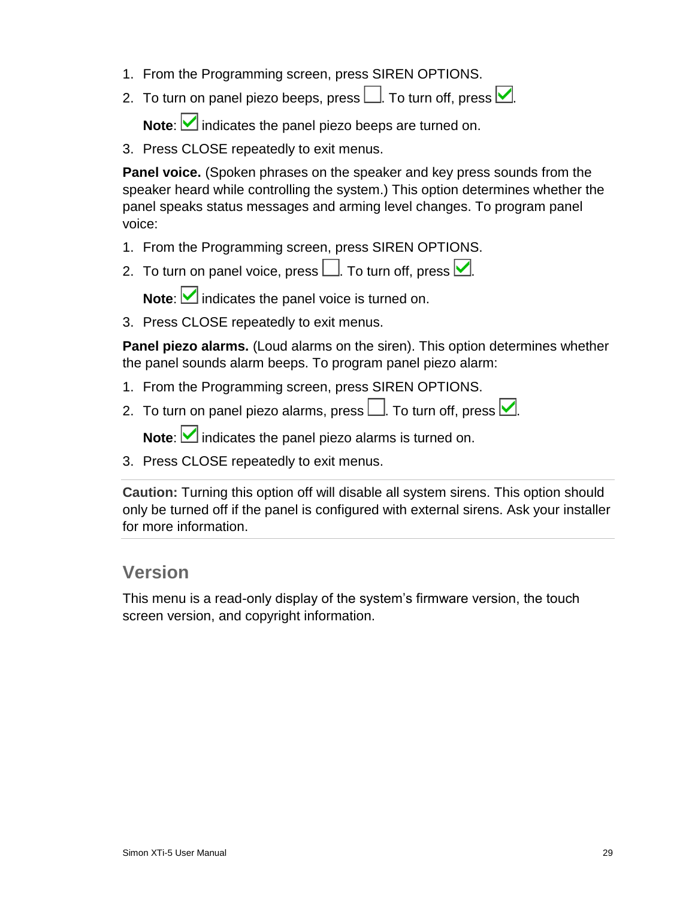1. From the Programming screen, press SIREN OPTIONS.
2. To turn on panel piezo beeps, press ☐. To turn off, press ☑.

   **Note**: ☑ indicates the panel piezo beeps are turned on.
3. Press CLOSE repeatedly to exit menus.

**Panel voice.** (Spoken phrases on the speaker and key press sounds from the speaker heard while controlling the system.) This option determines whether the panel speaks status messages and arming level changes. To program panel voice:

1. From the Programming screen, press SIREN OPTIONS.
2. To turn on panel voice, press ☐. To turn off, press ☑.

   **Note**: ☑ indicates the panel voice is turned on.
3. Press CLOSE repeatedly to exit menus.

**Panel piezo alarms.** (Loud alarms on the siren). This option determines whether the panel sounds alarm beeps. To program panel piezo alarm:

1. From the Programming screen, press SIREN OPTIONS.
2. To turn on panel piezo alarms, press ☐. To turn off, press ☑.

   **Note**: ☑ indicates the panel piezo alarms is turned on.
3. Press CLOSE repeatedly to exit menus.

**Caution:** Turning this option off will disable all system sirens. This option should only be turned off if the panel is configured with external sirens. Ask your installer for more information.

## Version

This menu is a read-only display of the system's firmware version, the touch screen version, and copyright information.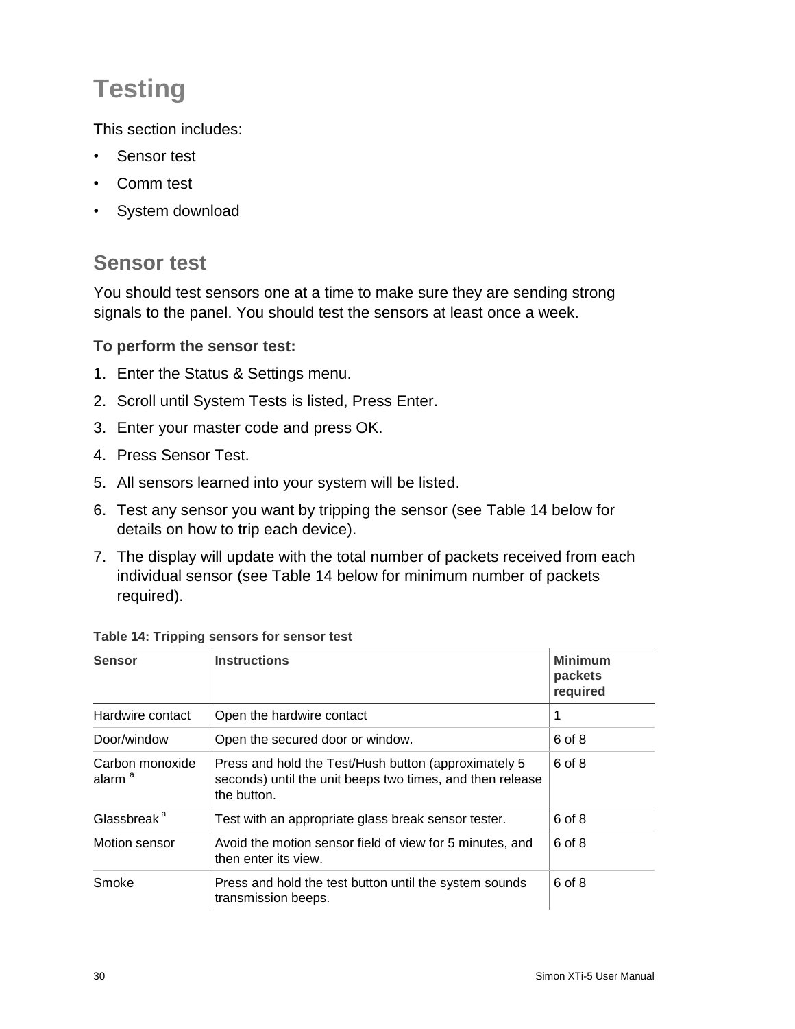# Testing

This section includes:

- Sensor test
- Comm test
- System download

## Sensor test

You should test sensors one at a time to make sure they are sending strong signals to the panel. You should test the sensors at least once a week.

**To perform the sensor test:**

1. Enter the Status & Settings menu.
2. Scroll until System Tests is listed, Press Enter.
3. Enter your master code and press OK.
4. Press Sensor Test.
5. All sensors learned into your system will be listed.
6. Test any sensor you want by tripping the sensor (see Table 14 below for details on how to trip each device).
7. The display will update with the total number of packets received from each individual sensor (see Table 14 below for minimum number of packets required).

**Table 14: Tripping sensors for sensor test**

| Sensor | Instructions | Minimum packets required |
|---|---|---|
| Hardwire contact | Open the hardwire contact | 1 |
| Door/window | Open the secured door or window. | 6 of 8 |
| Carbon monoxide alarm [a] | Press and hold the Test/Hush button (approximately 5 seconds) until the unit beeps two times, and then release the button. | 6 of 8 |
| Glassbreak [a] | Test with an appropriate glass break sensor tester. | 6 of 8 |
| Motion sensor | Avoid the motion sensor field of view for 5 minutes, and then enter its view. | 6 of 8 |
| Smoke | Press and hold the test button until the system sounds transmission beeps. | 6 of 8 |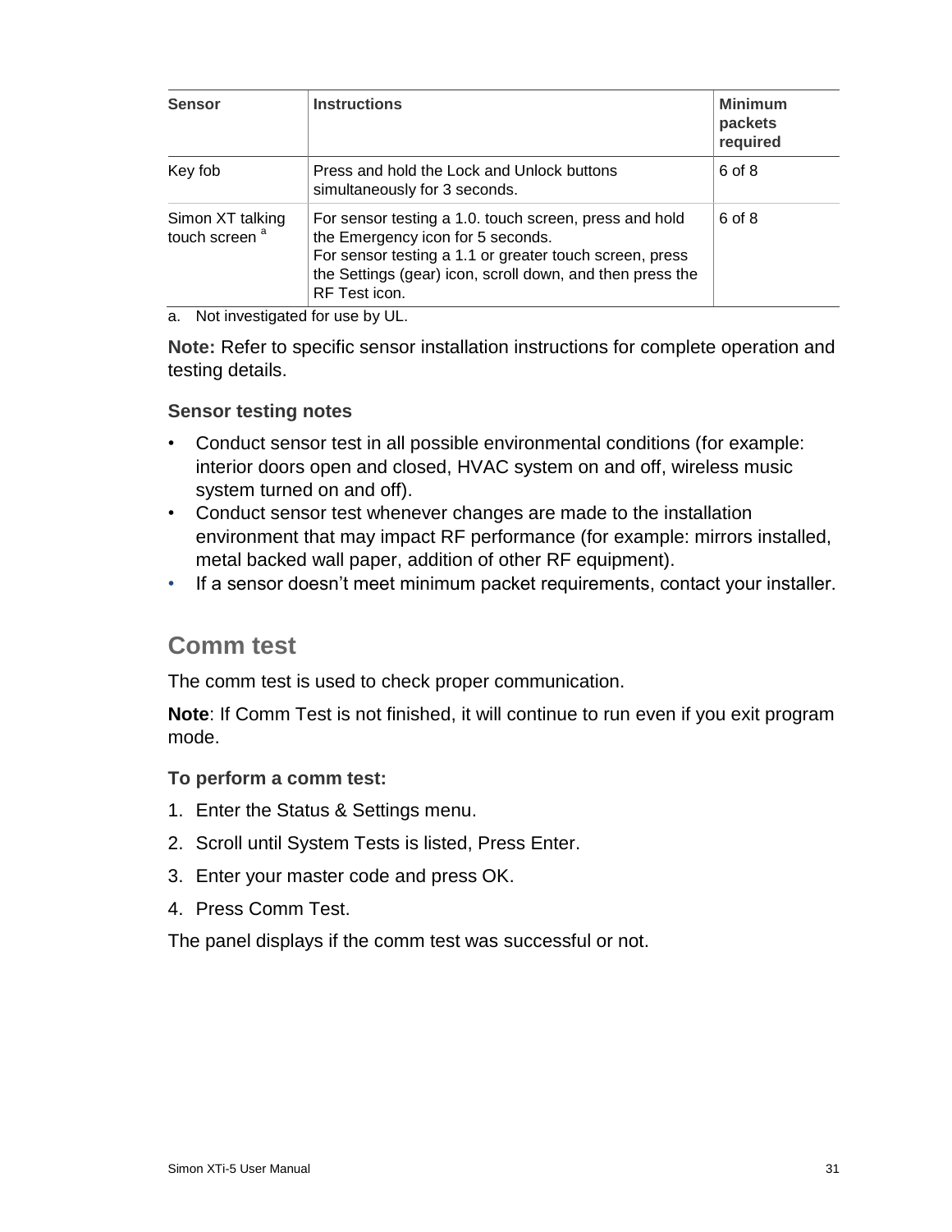| Sensor | Instructions | Minimum packets required |
|---|---|---|
| Key fob | Press and hold the Lock and Unlock buttons simultaneously for 3 seconds. | 6 of 8 |
| Simon XT talking touch screen [a] | For sensor testing a 1.0. touch screen, press and hold the Emergency icon for 5 seconds.<br>For sensor testing a 1.1 or greater touch screen, press the Settings (gear) icon, scroll down, and then press the RF Test icon. | 6 of 8 |

a. Not investigated for use by UL.

**Note:** Refer to specific sensor installation instructions for complete operation and testing details.

### Sensor testing notes

- Conduct sensor test in all possible environmental conditions (for example: interior doors open and closed, HVAC system on and off, wireless music system turned on and off).
- Conduct sensor test whenever changes are made to the installation environment that may impact RF performance (for example: mirrors installed, metal backed wall paper, addition of other RF equipment).
- If a sensor doesn't meet minimum packet requirements, contact your installer.

## Comm test

The comm test is used to check proper communication.

**Note**: If Comm Test is not finished, it will continue to run even if you exit program mode.

### To perform a comm test:

1. Enter the Status & Settings menu.
2. Scroll until System Tests is listed, Press Enter.
3. Enter your master code and press OK.
4. Press Comm Test.

The panel displays if the comm test was successful or not.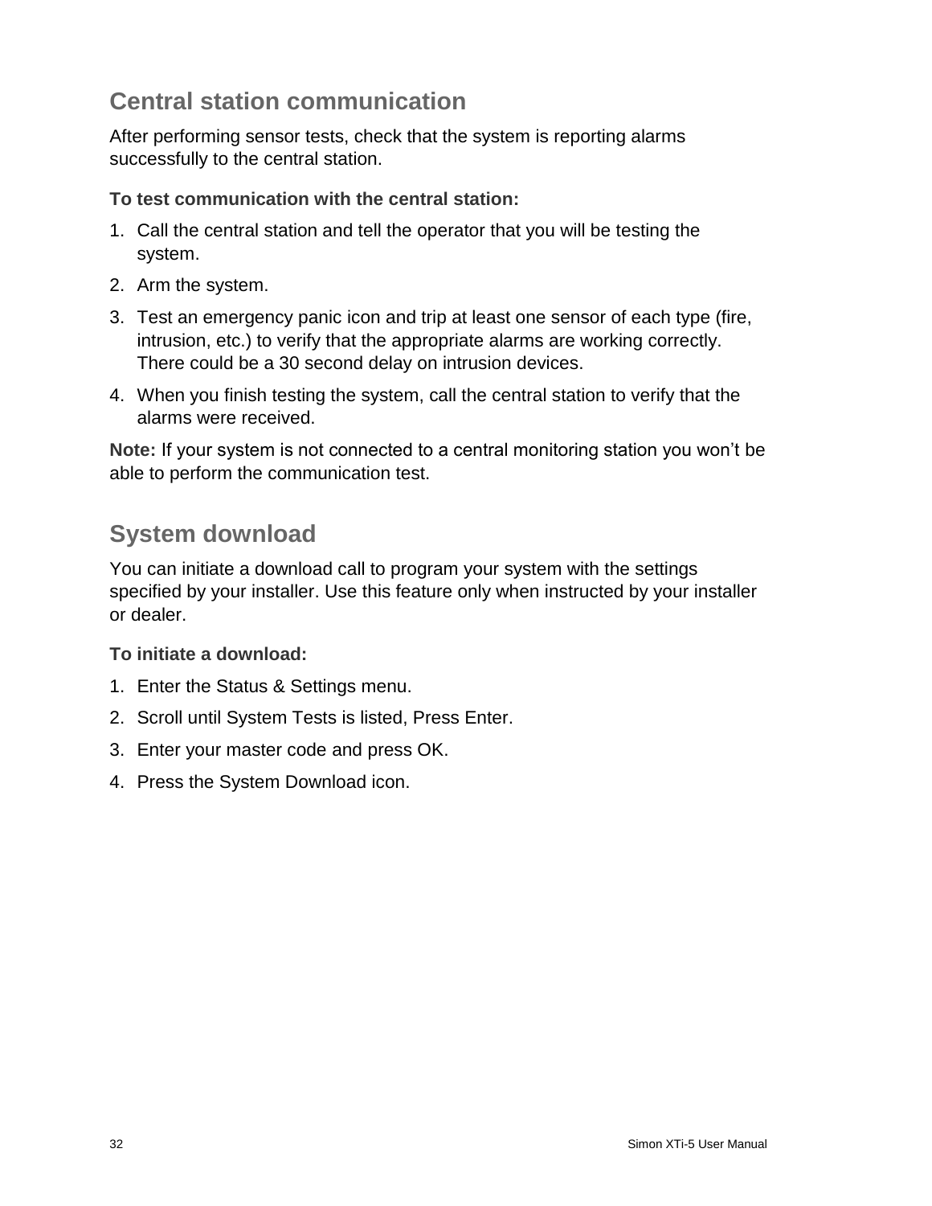## Central station communication

After performing sensor tests, check that the system is reporting alarms successfully to the central station.

**To test communication with the central station:**

1. Call the central station and tell the operator that you will be testing the system.
2. Arm the system.
3. Test an emergency panic icon and trip at least one sensor of each type (fire, intrusion, etc.) to verify that the appropriate alarms are working correctly. There could be a 30 second delay on intrusion devices.
4. When you finish testing the system, call the central station to verify that the alarms were received.

**Note:** If your system is not connected to a central monitoring station you won't be able to perform the communication test.

## System download

You can initiate a download call to program your system with the settings specified by your installer. Use this feature only when instructed by your installer or dealer.

**To initiate a download:**

1. Enter the Status & Settings menu.
2. Scroll until System Tests is listed, Press Enter.
3. Enter your master code and press OK.
4. Press the System Download icon.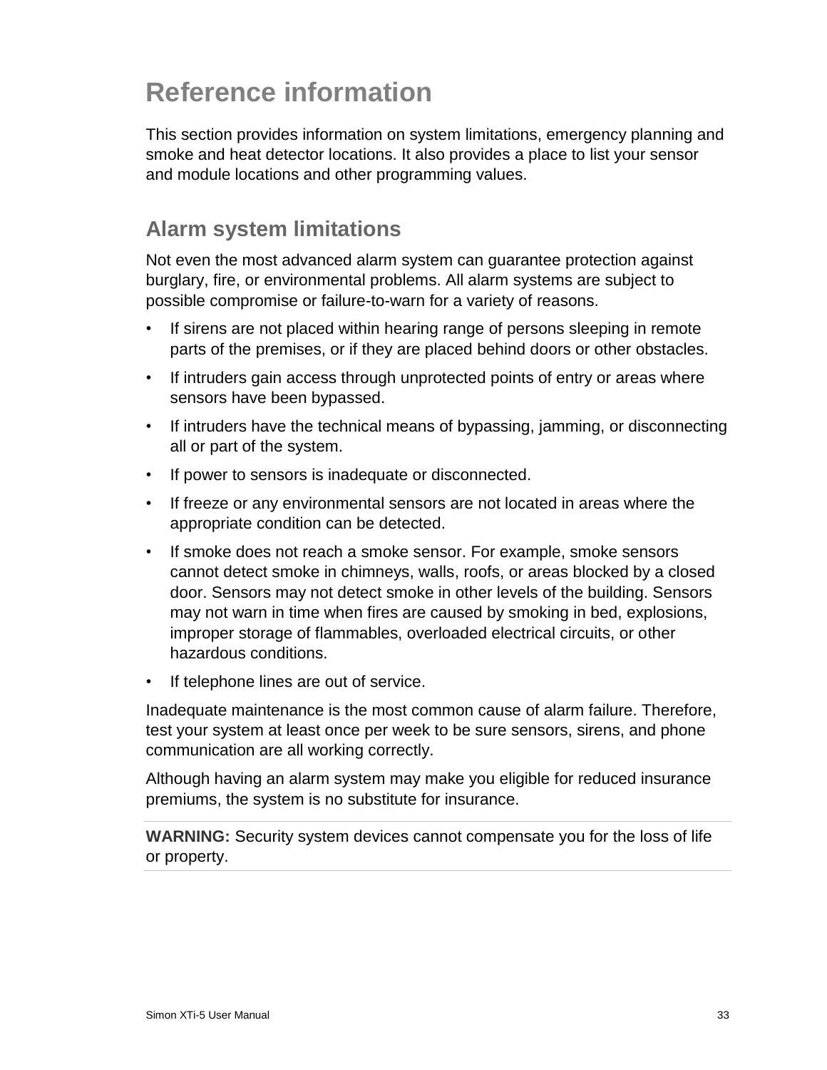# Reference information

This section provides information on system limitations, emergency planning and smoke and heat detector locations. It also provides a place to list your sensor and module locations and other programming values.

## Alarm system limitations

Not even the most advanced alarm system can guarantee protection against burglary, fire, or environmental problems. All alarm systems are subject to possible compromise or failure-to-warn for a variety of reasons.

- If sirens are not placed within hearing range of persons sleeping in remote parts of the premises, or if they are placed behind doors or other obstacles.
- If intruders gain access through unprotected points of entry or areas where sensors have been bypassed.
- If intruders have the technical means of bypassing, jamming, or disconnecting all or part of the system.
- If power to sensors is inadequate or disconnected.
- If freeze or any environmental sensors are not located in areas where the appropriate condition can be detected.
- If smoke does not reach a smoke sensor. For example, smoke sensors cannot detect smoke in chimneys, walls, roofs, or areas blocked by a closed door. Sensors may not detect smoke in other levels of the building. Sensors may not warn in time when fires are caused by smoking in bed, explosions, improper storage of flammables, overloaded electrical circuits, or other hazardous conditions.
- If telephone lines are out of service.

Inadequate maintenance is the most common cause of alarm failure. Therefore, test your system at least once per week to be sure sensors, sirens, and phone communication are all working correctly.

Although having an alarm system may make you eligible for reduced insurance premiums, the system is no substitute for insurance.

**WARNING:** Security system devices cannot compensate you for the loss of life or property.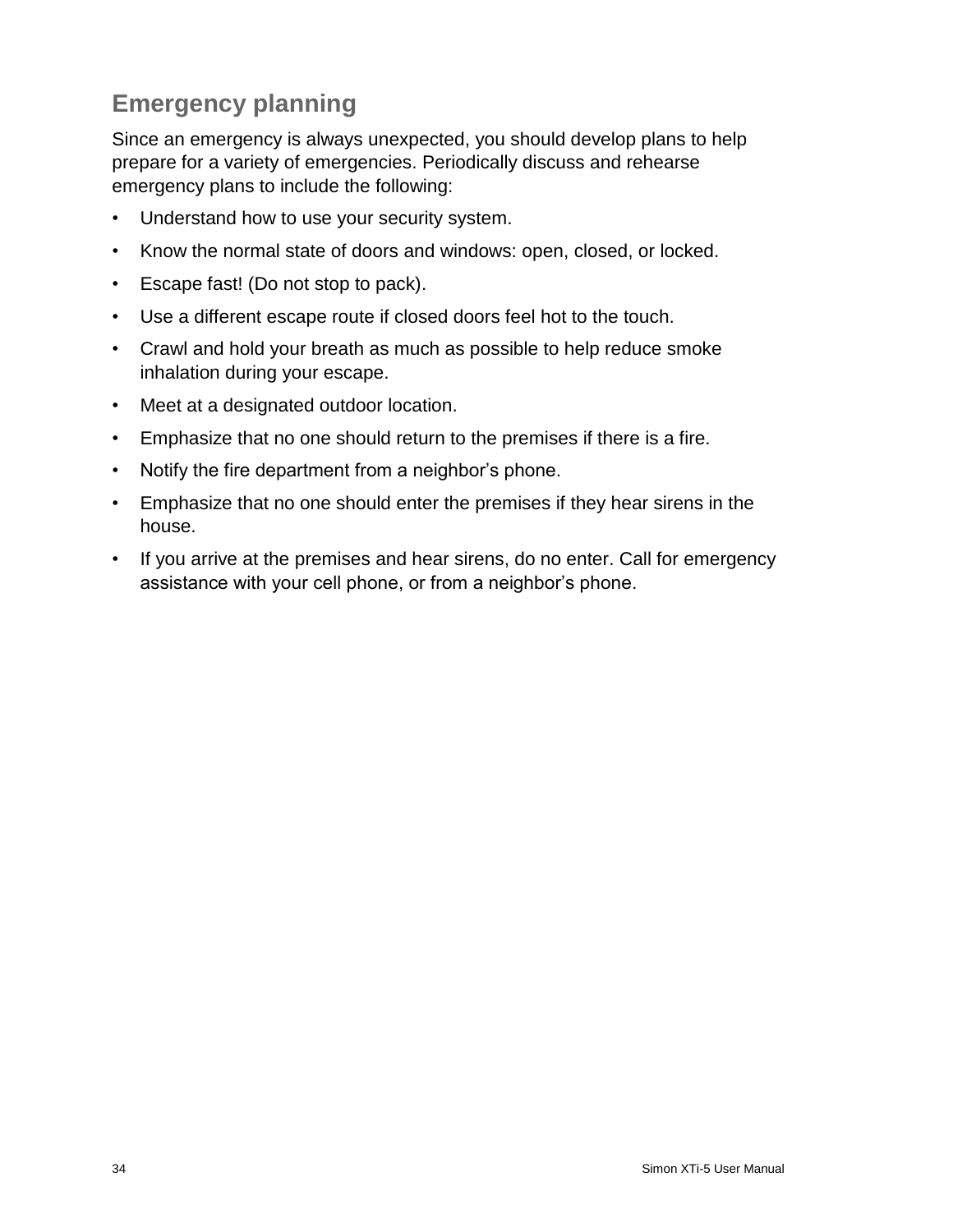## Emergency planning

Since an emergency is always unexpected, you should develop plans to help prepare for a variety of emergencies. Periodically discuss and rehearse emergency plans to include the following:

- Understand how to use your security system.
- Know the normal state of doors and windows: open, closed, or locked.
- Escape fast! (Do not stop to pack).
- Use a different escape route if closed doors feel hot to the touch.
- Crawl and hold your breath as much as possible to help reduce smoke inhalation during your escape.
- Meet at a designated outdoor location.
- Emphasize that no one should return to the premises if there is a fire.
- Notify the fire department from a neighbor's phone.
- Emphasize that no one should enter the premises if they hear sirens in the house.
- If you arrive at the premises and hear sirens, do no enter. Call for emergency assistance with your cell phone, or from a neighbor's phone.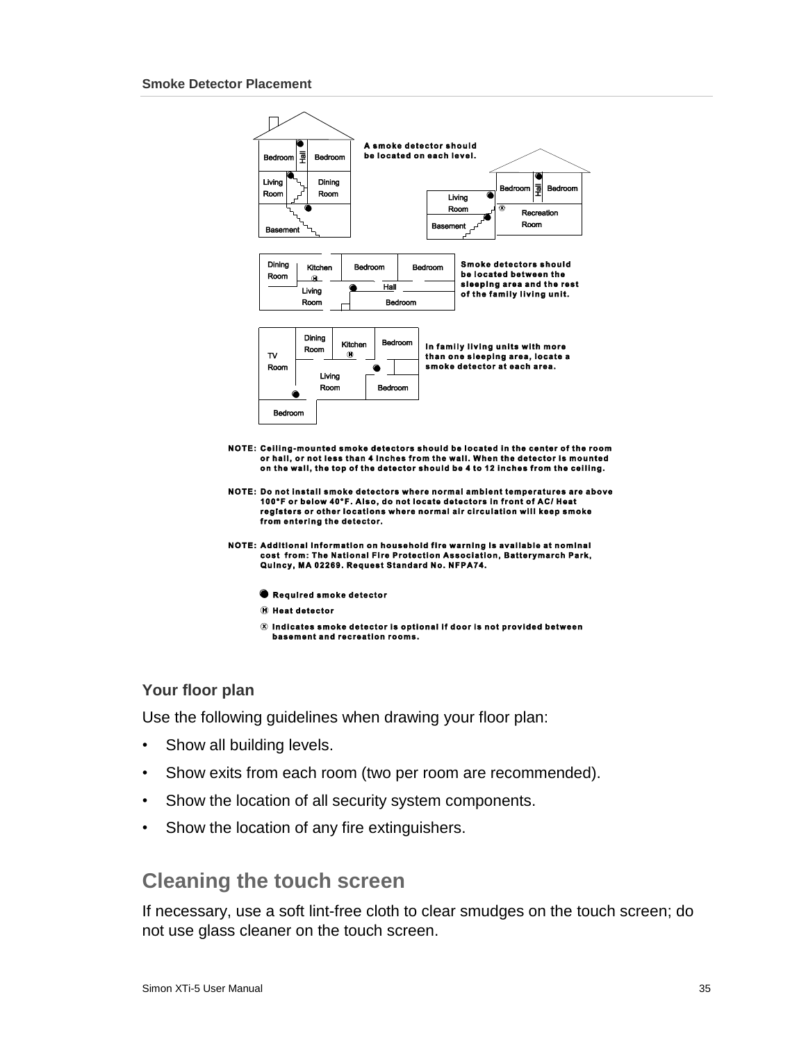### Smoke Detector Placement

A smoke detector should be located on each level.

Smoke detectors should be located between the sleeping area and the rest of the family living unit.

In family living units with more than one sleeping area, locate a smoke detector at each area.

NOTE: Ceiling-mounted smoke detectors should be located in the center of the room or hall, or not less than 4 inches from the wall. When the detector is mounted on the wall, the top of the detector should be 4 to 12 inches from the ceiling.

NOTE: Do not install smoke detectors where normal ambient temperatures are above 100°F or below 40°F. Also, do not locate detectors in front of AC/ Heat registers or other locations where normal air circulation will keep smoke from entering the detector.

NOTE: Additional information on household fire warning is available at nominal cost from: The National Fire Protection Association, Batterymarch Park, Quincy, MA 02269. Request Standard No. NFPA74.

● Required smoke detector

Ⓗ Heat detector

ⓧ Indicates smoke detector is optional if door is not provided between basement and recreation rooms.

### Your floor plan

Use the following guidelines when drawing your floor plan:

- Show all building levels.
- Show exits from each room (two per room are recommended).
- Show the location of all security system components.
- Show the location of any fire extinguishers.

## Cleaning the touch screen

If necessary, use a soft lint-free cloth to clear smudges on the touch screen; do not use glass cleaner on the touch screen.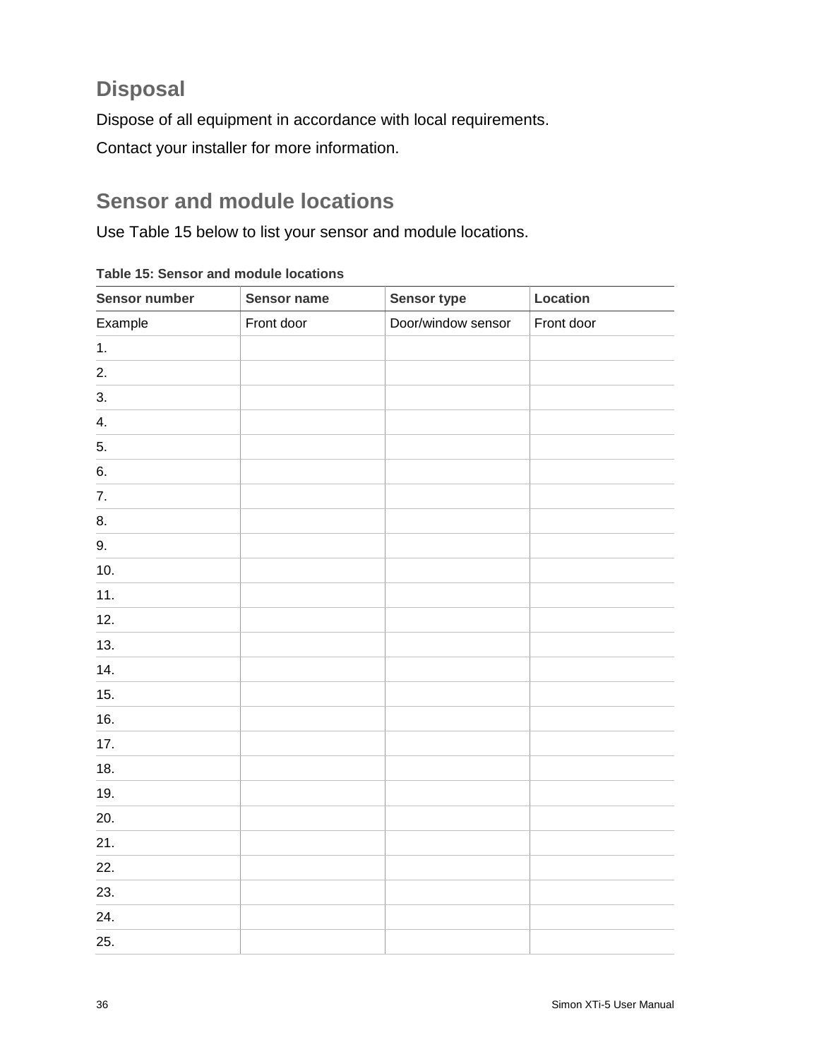## Disposal

Dispose of all equipment in accordance with local requirements.

Contact your installer for more information.

## Sensor and module locations

Use Table 15 below to list your sensor and module locations.

**Table 15: Sensor and module locations**

| Sensor number | Sensor name | Sensor type | Location |
|---|---|---|---|
| Example | Front door | Door/window sensor | Front door |
| 1. | | | |
| 2. | | | |
| 3. | | | |
| 4. | | | |
| 5. | | | |
| 6. | | | |
| 7. | | | |
| 8. | | | |
| 9. | | | |
| 10. | | | |
| 11. | | | |
| 12. | | | |
| 13. | | | |
| 14. | | | |
| 15. | | | |
| 16. | | | |
| 17. | | | |
| 18. | | | |
| 19. | | | |
| 20. | | | |
| 21. | | | |
| 22. | | | |
| 23. | | | |
| 24. | | | |
| 25. | | | |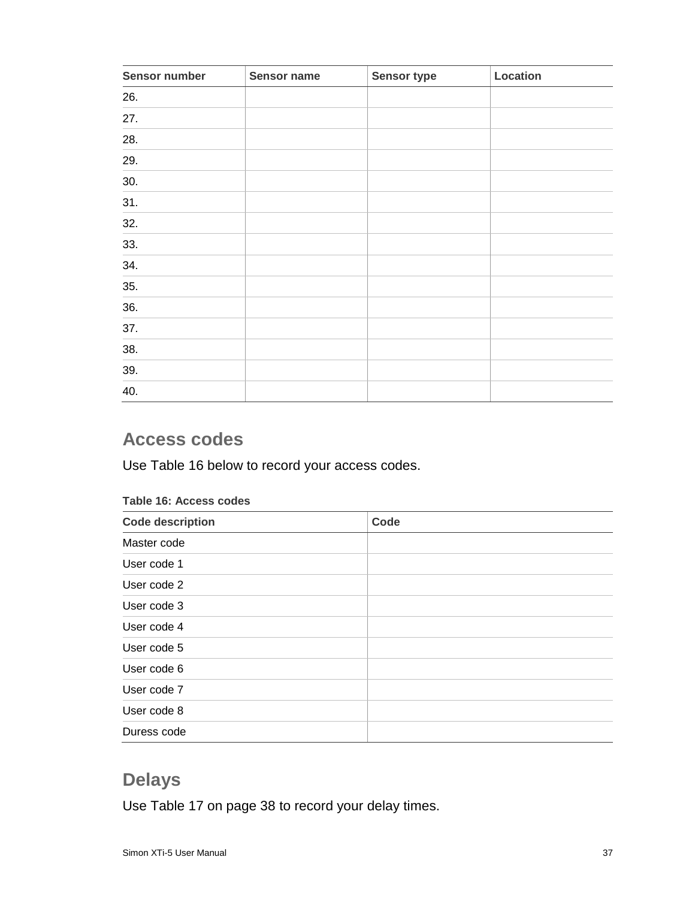| Sensor number | Sensor name | Sensor type | Location |
| --- | --- | --- | --- |
| 26. | | | |
| 27. | | | |
| 28. | | | |
| 29. | | | |
| 30. | | | |
| 31. | | | |
| 32. | | | |
| 33. | | | |
| 34. | | | |
| 35. | | | |
| 36. | | | |
| 37. | | | |
| 38. | | | |
| 39. | | | |
| 40. | | | |

## Access codes

Use Table 16 below to record your access codes.

**Table 16: Access codes**

| Code description | Code |
| --- | --- |
| Master code | |
| User code 1 | |
| User code 2 | |
| User code 3 | |
| User code 4 | |
| User code 5 | |
| User code 6 | |
| User code 7 | |
| User code 8 | |
| Duress code | |

## Delays

Use Table 17 on page 38 to record your delay times.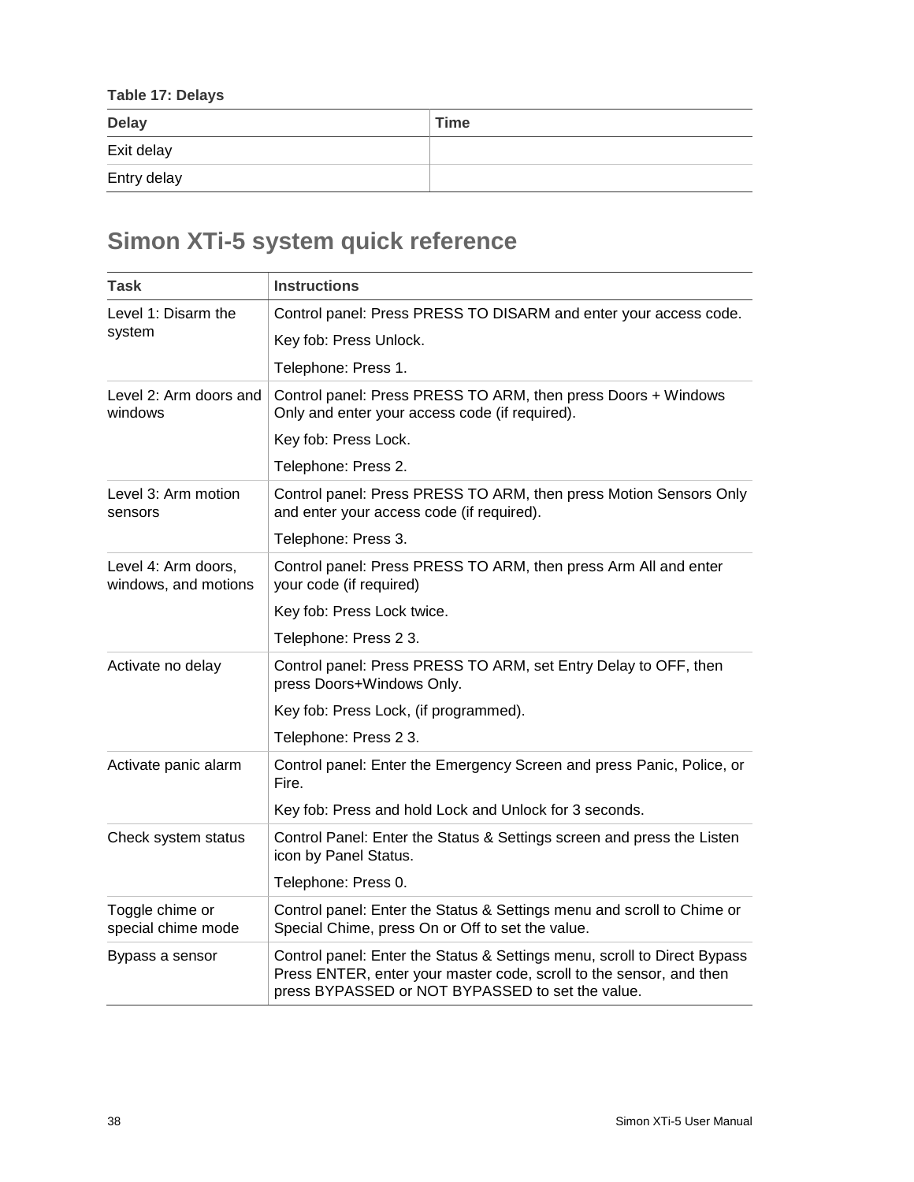**Table 17: Delays**

| Delay | Time |
| --- | --- |
| Exit delay | |
| Entry delay | |

# Simon XTi-5 system quick reference

| Task | Instructions |
| --- | --- |
| Level 1: Disarm the system | Control panel: Press PRESS TO DISARM and enter your access code. |
| | Key fob: Press Unlock. |
| | Telephone: Press 1. |
| Level 2: Arm doors and windows | Control panel: Press PRESS TO ARM, then press Doors + Windows Only and enter your access code (if required). |
| | Key fob: Press Lock. |
| | Telephone: Press 2. |
| Level 3: Arm motion sensors | Control panel: Press PRESS TO ARM, then press Motion Sensors Only and enter your access code (if required). |
| | Telephone: Press 3. |
| Level 4: Arm doors, windows, and motions | Control panel: Press PRESS TO ARM, then press Arm All and enter your code (if required) |
| | Key fob: Press Lock twice. |
| | Telephone: Press 2 3. |
| Activate no delay | Control panel: Press PRESS TO ARM, set Entry Delay to OFF, then press Doors+Windows Only. |
| | Key fob: Press Lock, (if programmed). |
| | Telephone: Press 2 3. |
| Activate panic alarm | Control panel: Enter the Emergency Screen and press Panic, Police, or Fire. |
| | Key fob: Press and hold Lock and Unlock for 3 seconds. |
| Check system status | Control Panel: Enter the Status & Settings screen and press the Listen icon by Panel Status. |
| | Telephone: Press 0. |
| Toggle chime or special chime mode | Control panel: Enter the Status & Settings menu and scroll to Chime or Special Chime, press On or Off to set the value. |
| Bypass a sensor | Control panel: Enter the Status & Settings menu, scroll to Direct Bypass Press ENTER, enter your master code, scroll to the sensor, and then press BYPASSED or NOT BYPASSED to set the value. |